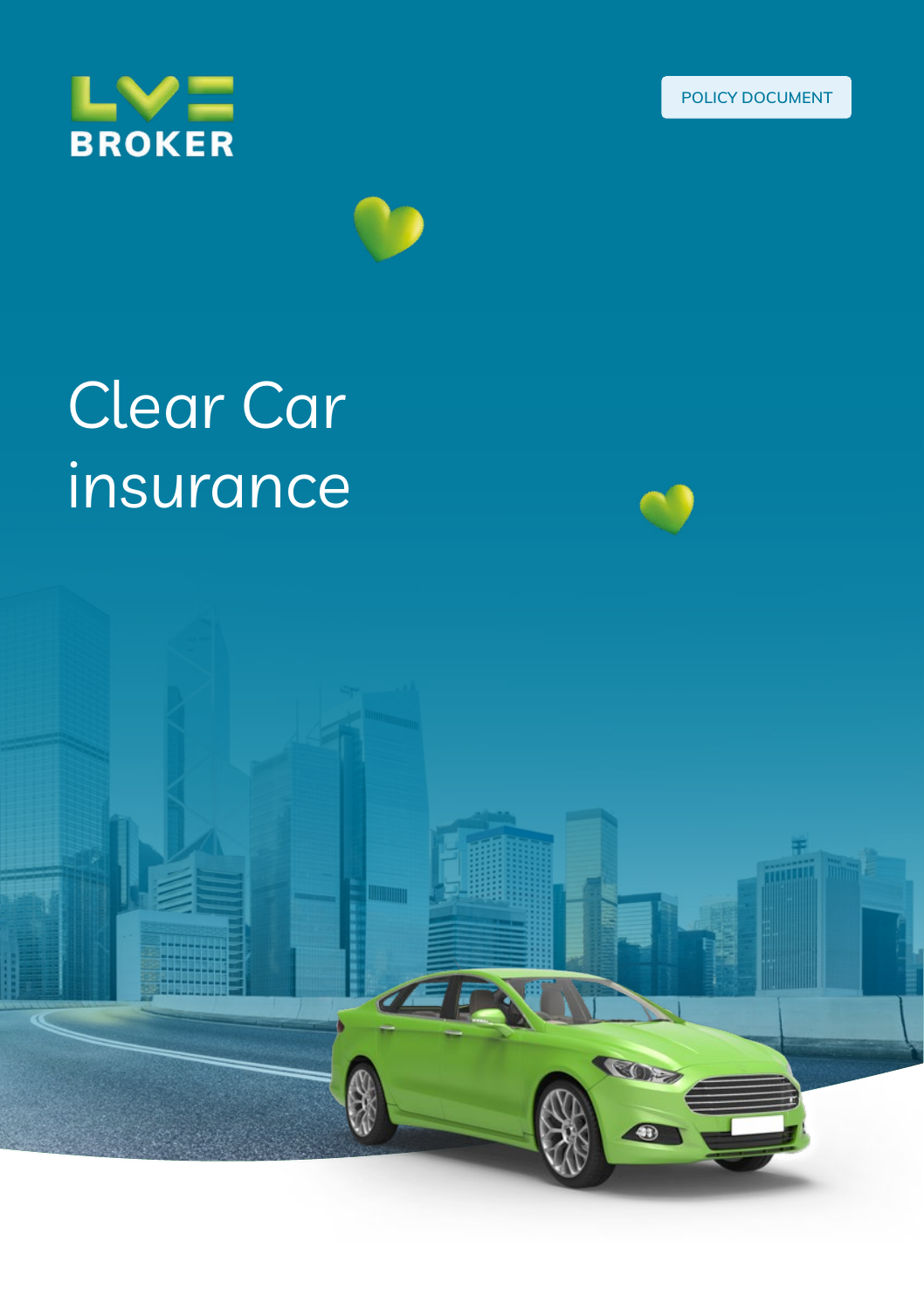LV= BROKER

POLICY DOCUMENT

# Clear Car insurance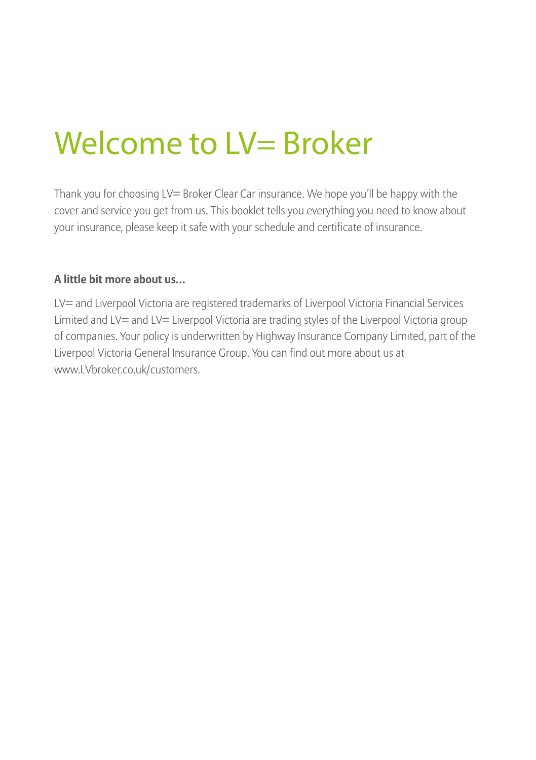# Welcome to LV= Broker

Thank you for choosing LV= Broker Clear Car insurance. We hope you'll be happy with the cover and service you get from us. This booklet tells you everything you need to know about your insurance, please keep it safe with your schedule and certificate of insurance.

**A little bit more about us...**

LV= and Liverpool Victoria are registered trademarks of Liverpool Victoria Financial Services Limited and LV= and LV= Liverpool Victoria are trading styles of the Liverpool Victoria group of companies. Your policy is underwritten by Highway Insurance Company Limited, part of the Liverpool Victoria General Insurance Group. You can find out more about us at www.LVbroker.co.uk/customers.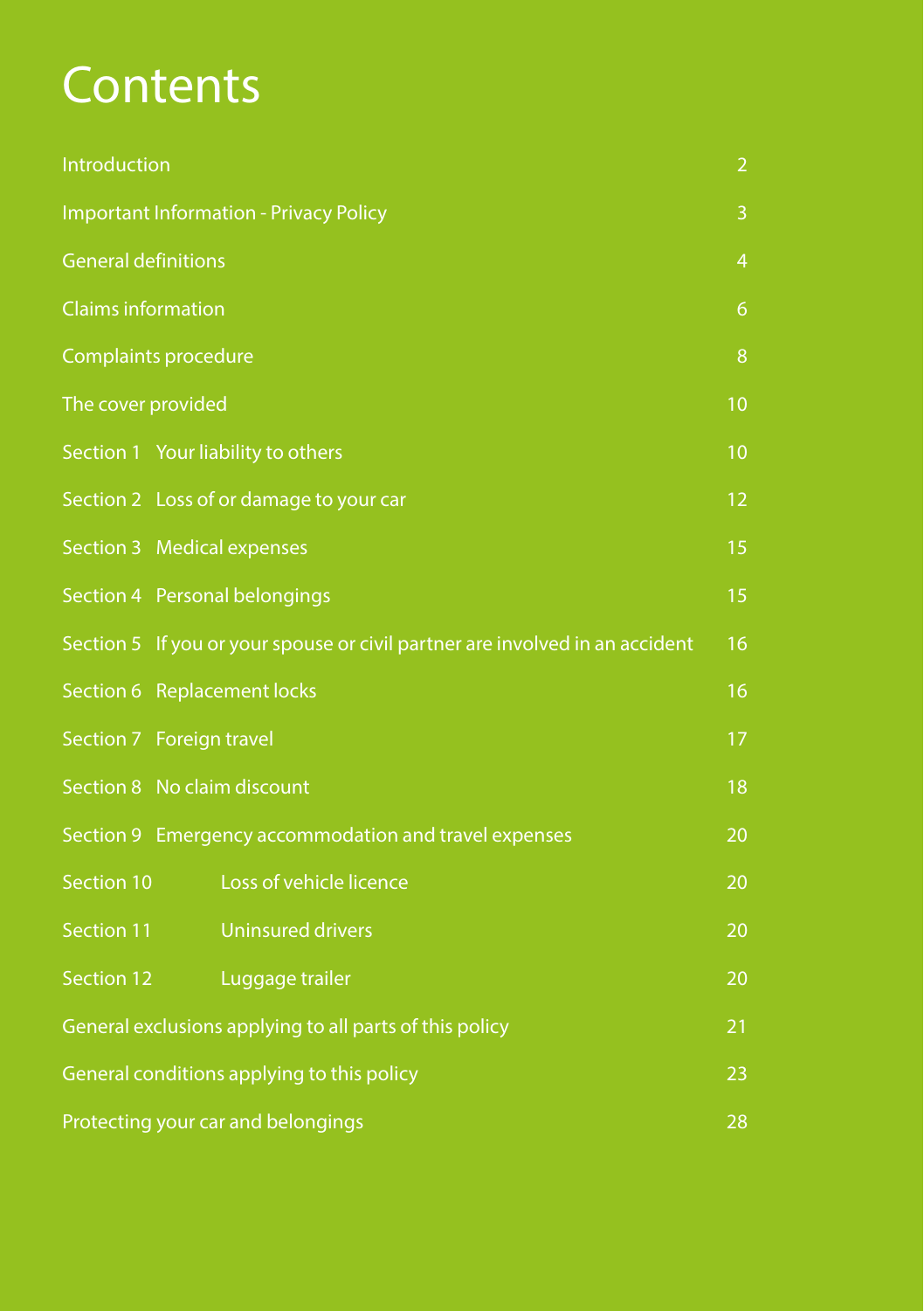# Contents

| | |
|---|---|
| Introduction | 2 |
| Important Information - Privacy Policy | 3 |
| General definitions | 4 |
| Claims information | 6 |
| Complaints procedure | 8 |
| The cover provided | 10 |
| Section 1 Your liability to others | 10 |
| Section 2 Loss of or damage to your car | 12 |
| Section 3 Medical expenses | 15 |
| Section 4 Personal belongings | 15 |
| Section 5 If you or your spouse or civil partner are involved in an accident | 16 |
| Section 6 Replacement locks | 16 |
| Section 7 Foreign travel | 17 |
| Section 8 No claim discount | 18 |
| Section 9 Emergency accommodation and travel expenses | 20 |
| Section 10 Loss of vehicle licence | 20 |
| Section 11 Uninsured drivers | 20 |
| Section 12 Luggage trailer | 20 |
| General exclusions applying to all parts of this policy | 21 |
| General conditions applying to this policy | 23 |
| Protecting your car and belongings | 28 |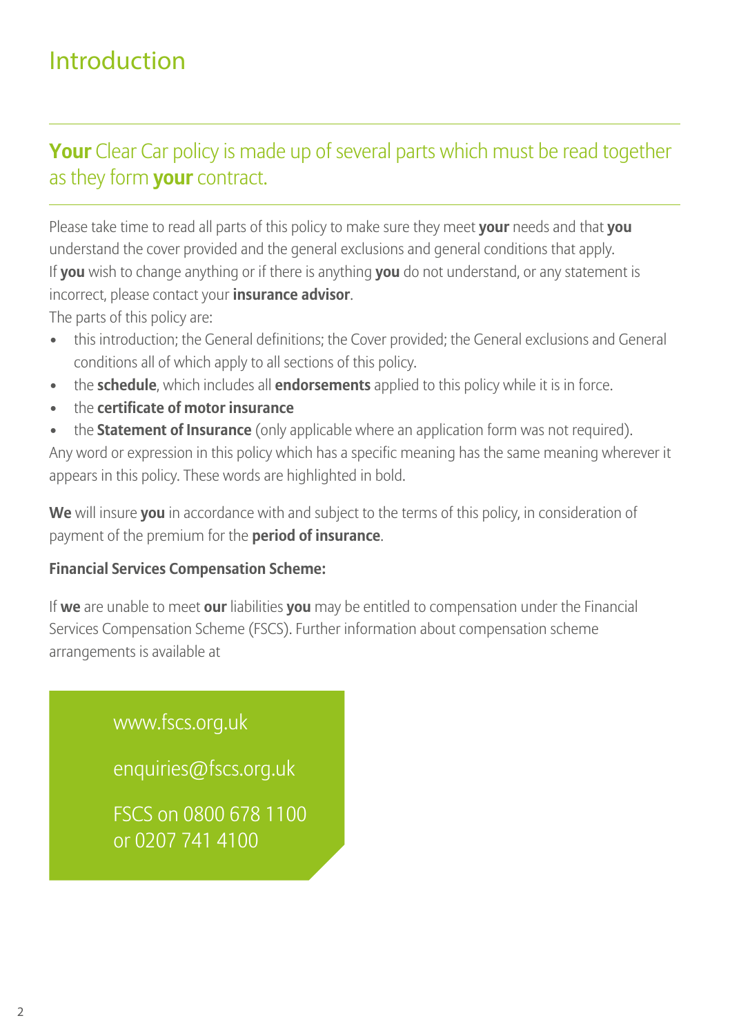# Introduction

## **Your** Clear Car policy is made up of several parts which must be read together as they form **your** contract.

Please take time to read all parts of this policy to make sure they meet **your** needs and that **you** understand the cover provided and the general exclusions and general conditions that apply. If **you** wish to change anything or if there is anything **you** do not understand, or any statement is incorrect, please contact your **insurance advisor**.

The parts of this policy are:

- this introduction; the General definitions; the Cover provided; the General exclusions and General conditions all of which apply to all sections of this policy.
- the **schedule**, which includes all **endorsements** applied to this policy while it is in force.
- the **certificate of motor insurance**
- the **Statement of Insurance** (only applicable where an application form was not required).

Any word or expression in this policy which has a specific meaning has the same meaning wherever it appears in this policy. These words are highlighted in bold.

**We** will insure **you** in accordance with and subject to the terms of this policy, in consideration of payment of the premium for the **period of insurance**.

**Financial Services Compensation Scheme:**

If **we** are unable to meet **our** liabilities **you** may be entitled to compensation under the Financial Services Compensation Scheme (FSCS). Further information about compensation scheme arrangements is available at

www.fscs.org.uk

enquiries@fscs.org.uk

FSCS on 0800 678 1100 or 0207 741 4100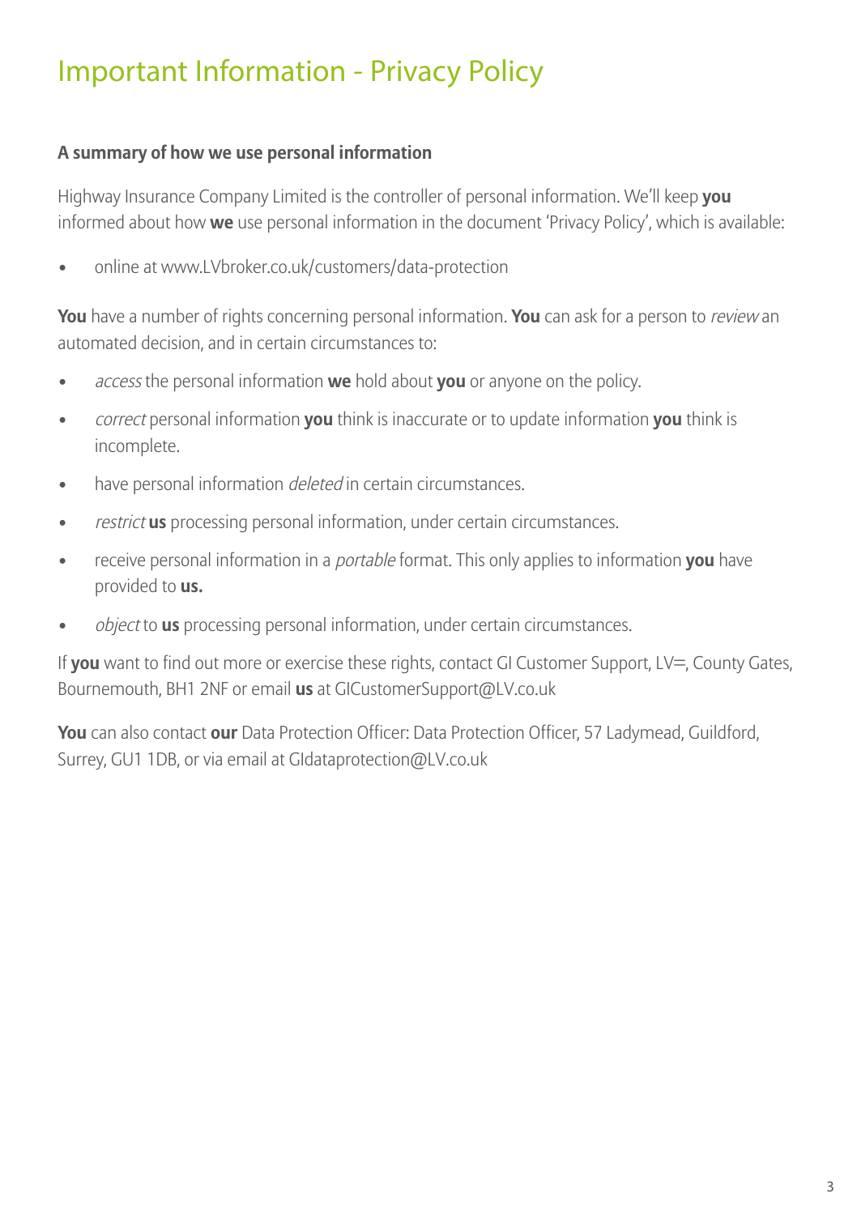# Important Information - Privacy Policy

### A summary of how we use personal information

Highway Insurance Company Limited is the controller of personal information. We'll keep **you** informed about how **we** use personal information in the document 'Privacy Policy', which is available:

- online at www.LVbroker.co.uk/customers/data-protection

**You** have a number of rights concerning personal information. **You** can ask for a person to *review* an automated decision, and in certain circumstances to:

- *access* the personal information **we** hold about **you** or anyone on the policy.
- *correct* personal information **you** think is inaccurate or to update information **you** think is incomplete.
- have personal information *deleted* in certain circumstances.
- *restrict* **us** processing personal information, under certain circumstances.
- receive personal information in a *portable* format. This only applies to information **you** have provided to **us.**
- *object* to **us** processing personal information, under certain circumstances.

If **you** want to find out more or exercise these rights, contact GI Customer Support, LV=, County Gates, Bournemouth, BH1 2NF or email **us** at GICustomerSupport@LV.co.uk

**You** can also contact **our** Data Protection Officer: Data Protection Officer, 57 Ladymead, Guildford, Surrey, GU1 1DB, or via email at GIdataprotection@LV.co.uk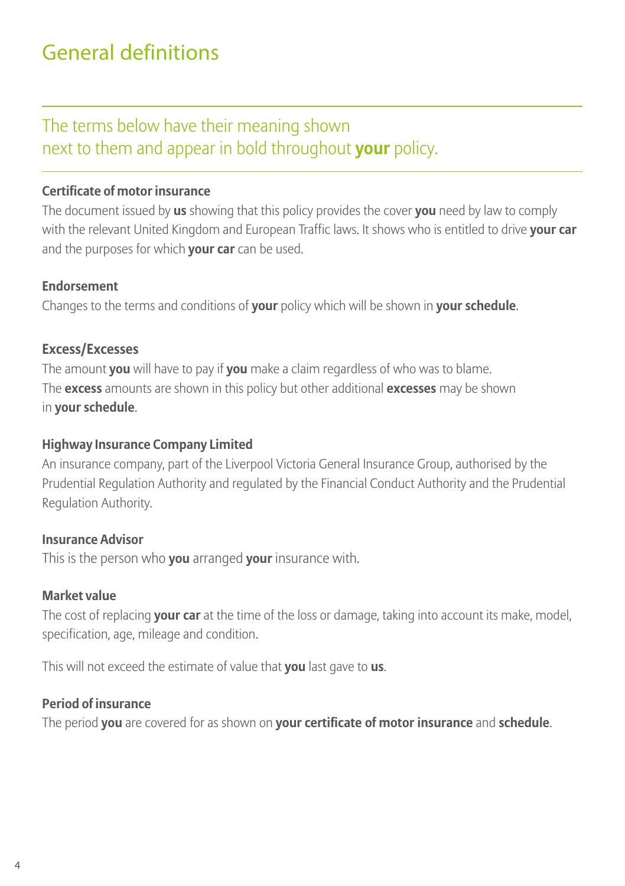# General definitions

## The terms below have their meaning shown next to them and appear in bold throughout **your** policy.

### Certificate of motor insurance

The document issued by **us** showing that this policy provides the cover **you** need by law to comply with the relevant United Kingdom and European Traffic laws. It shows who is entitled to drive **your car** and the purposes for which **your car** can be used.

### Endorsement

Changes to the terms and conditions of **your** policy which will be shown in **your schedule**.

### Excess/Excesses

The amount **you** will have to pay if **you** make a claim regardless of who was to blame. The **excess** amounts are shown in this policy but other additional **excesses** may be shown in **your schedule**.

### Highway Insurance Company Limited

An insurance company, part of the Liverpool Victoria General Insurance Group, authorised by the Prudential Regulation Authority and regulated by the Financial Conduct Authority and the Prudential Regulation Authority.

### Insurance Advisor

This is the person who **you** arranged **your** insurance with.

### Market value

The cost of replacing **your car** at the time of the loss or damage, taking into account its make, model, specification, age, mileage and condition.

This will not exceed the estimate of value that **you** last gave to **us**.

### Period of insurance

The period **you** are covered for as shown on **your certificate of motor insurance** and **schedule**.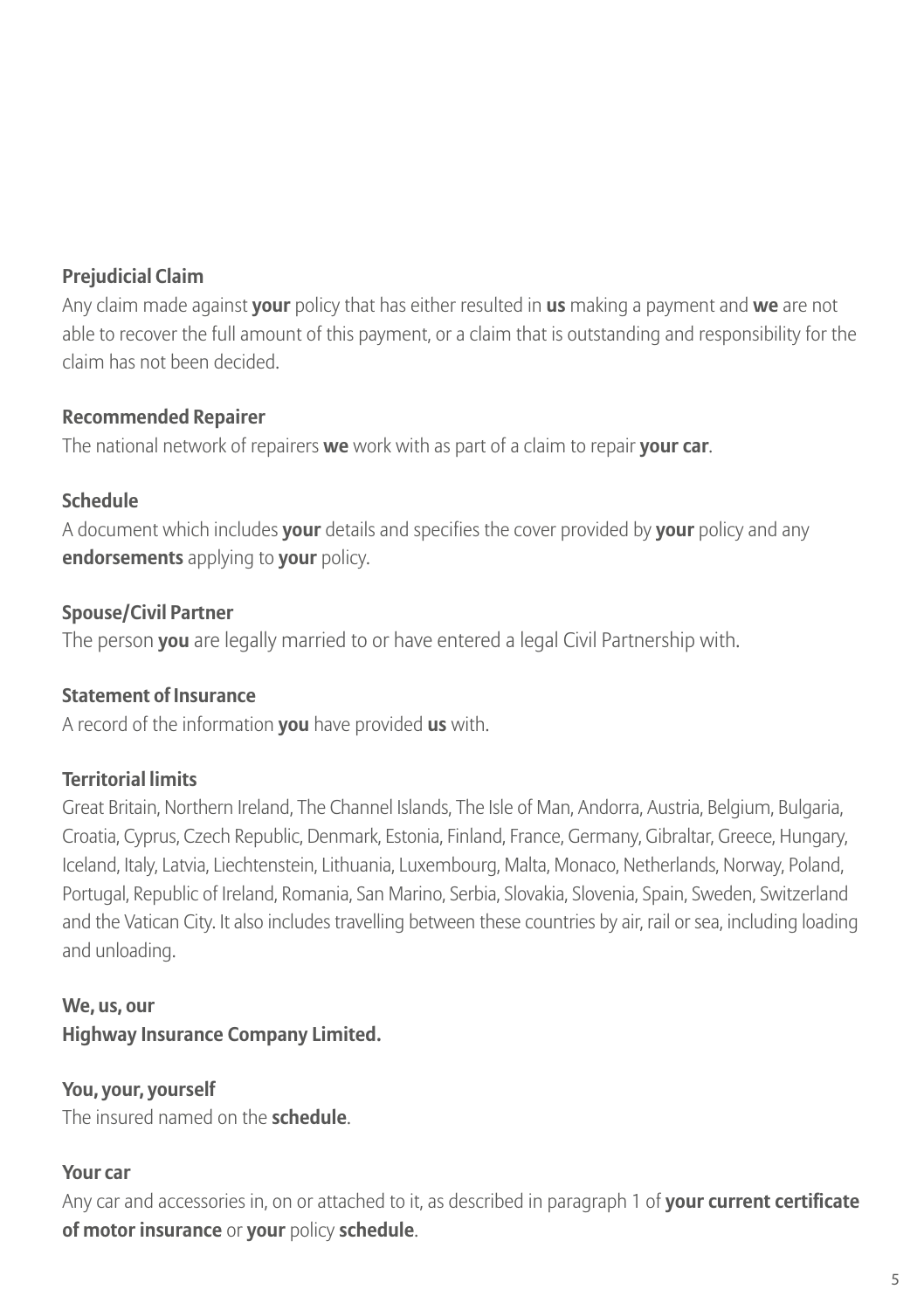**Prejudicial Claim**

Any claim made against **your** policy that has either resulted in **us** making a payment and **we** are not able to recover the full amount of this payment, or a claim that is outstanding and responsibility for the claim has not been decided.

**Recommended Repairer**

The national network of repairers **we** work with as part of a claim to repair **your car**.

**Schedule**

A document which includes **your** details and specifies the cover provided by **your** policy and any **endorsements** applying to **your** policy.

**Spouse/Civil Partner**

The person **you** are legally married to or have entered a legal Civil Partnership with.

**Statement of Insurance**

A record of the information **you** have provided **us** with.

**Territorial limits**

Great Britain, Northern Ireland, The Channel Islands, The Isle of Man, Andorra, Austria, Belgium, Bulgaria, Croatia, Cyprus, Czech Republic, Denmark, Estonia, Finland, France, Germany, Gibraltar, Greece, Hungary, Iceland, Italy, Latvia, Liechtenstein, Lithuania, Luxembourg, Malta, Monaco, Netherlands, Norway, Poland, Portugal, Republic of Ireland, Romania, San Marino, Serbia, Slovakia, Slovenia, Spain, Sweden, Switzerland and the Vatican City. It also includes travelling between these countries by air, rail or sea, including loading and unloading.

**We, us, our**

**Highway Insurance Company Limited.**

**You, your, yourself**

The insured named on the **schedule**.

**Your car**

Any car and accessories in, on or attached to it, as described in paragraph 1 of **your current certificate of motor insurance** or **your** policy **schedule**.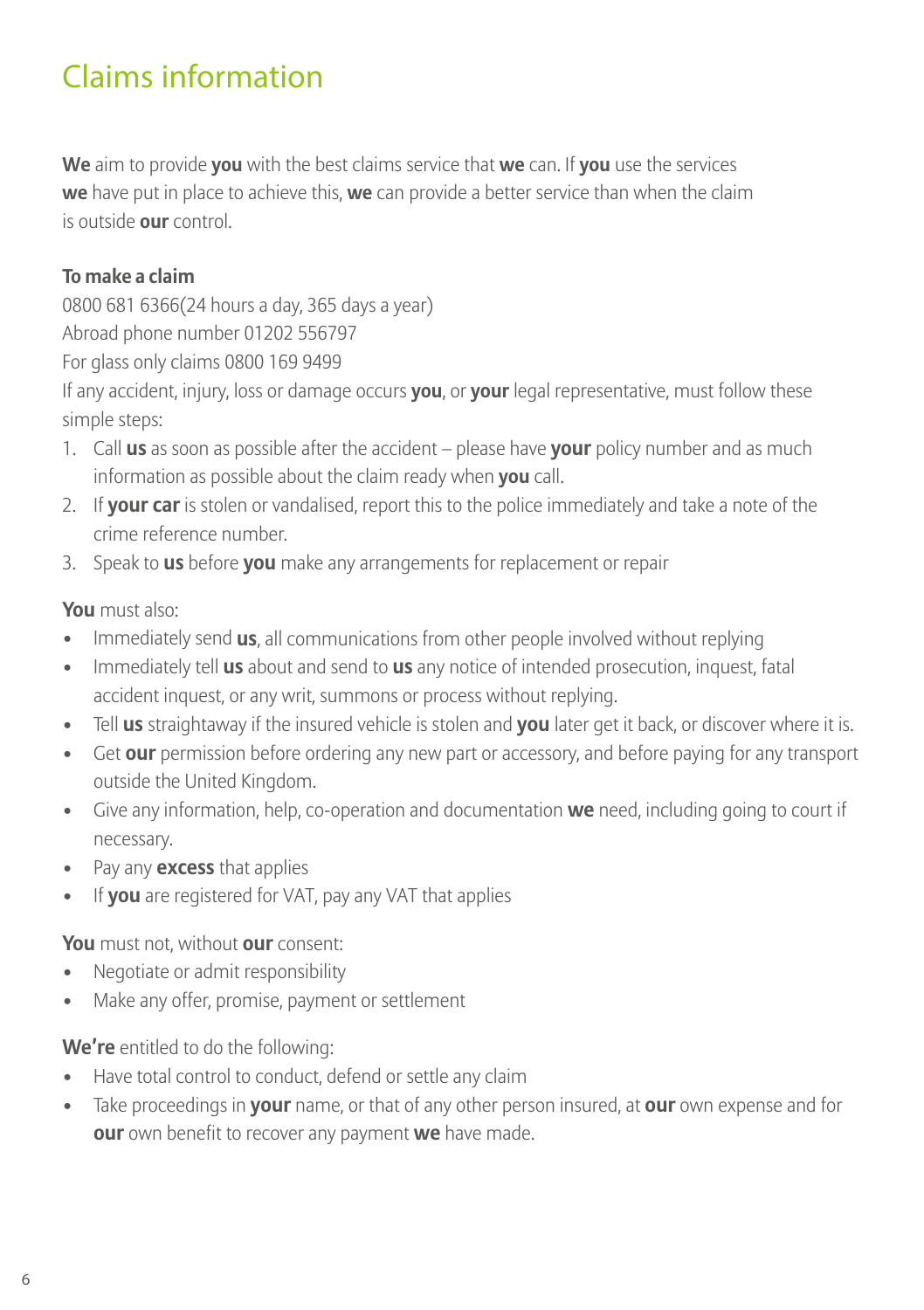# Claims information

**We** aim to provide **you** with the best claims service that **we** can. If **you** use the services **we** have put in place to achieve this, **we** can provide a better service than when the claim is outside **our** control.

**To make a claim**

0800 681 6366(24 hours a day, 365 days a year)

Abroad phone number 01202 556797

For glass only claims 0800 169 9499

If any accident, injury, loss or damage occurs **you**, or **your** legal representative, must follow these simple steps:

1. Call **us** as soon as possible after the accident – please have **your** policy number and as much information as possible about the claim ready when **you** call.
2. If **your car** is stolen or vandalised, report this to the police immediately and take a note of the crime reference number.
3. Speak to **us** before **you** make any arrangements for replacement or repair

**You** must also:

- Immediately send **us**, all communications from other people involved without replying
- Immediately tell **us** about and send to **us** any notice of intended prosecution, inquest, fatal accident inquest, or any writ, summons or process without replying.
- Tell **us** straightaway if the insured vehicle is stolen and **you** later get it back, or discover where it is.
- Get **our** permission before ordering any new part or accessory, and before paying for any transport outside the United Kingdom.
- Give any information, help, co-operation and documentation **we** need, including going to court if necessary.
- Pay any **excess** that applies
- If **you** are registered for VAT, pay any VAT that applies

**You** must not, without **our** consent:

- Negotiate or admit responsibility
- Make any offer, promise, payment or settlement

**We're** entitled to do the following:

- Have total control to conduct, defend or settle any claim
- Take proceedings in **your** name, or that of any other person insured, at **our** own expense and for **our** own benefit to recover any payment **we** have made.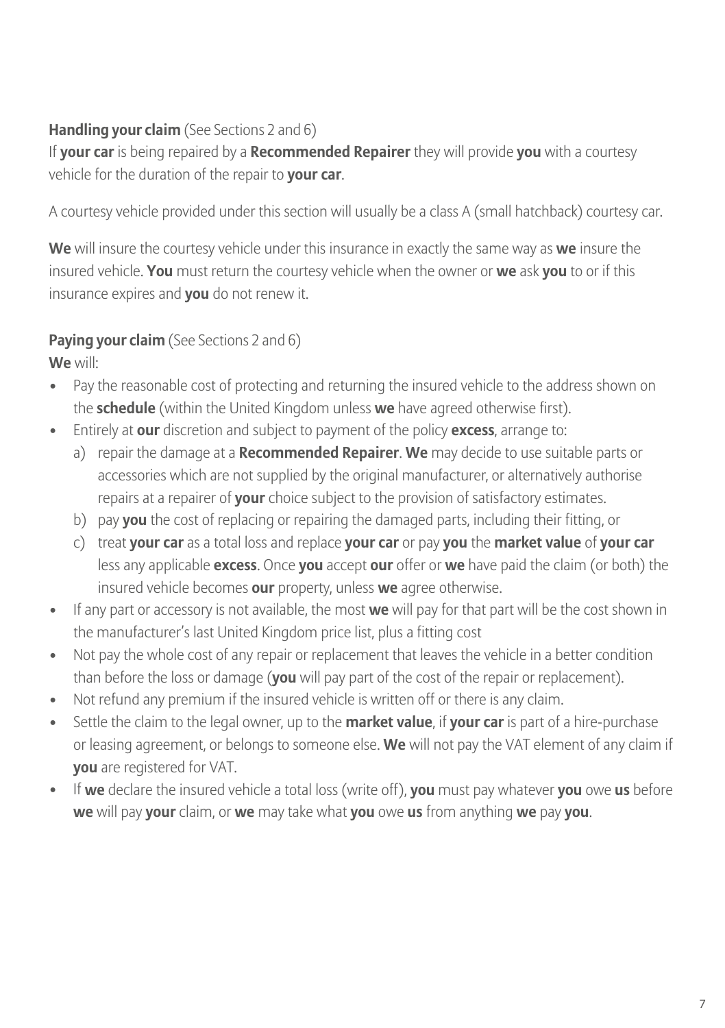**Handling your claim** (See Sections 2 and 6)
If **your car** is being repaired by a **Recommended Repairer** they will provide **you** with a courtesy vehicle for the duration of the repair to **your car**.

A courtesy vehicle provided under this section will usually be a class A (small hatchback) courtesy car.

**We** will insure the courtesy vehicle under this insurance in exactly the same way as **we** insure the insured vehicle. **You** must return the courtesy vehicle when the owner or **we** ask **you** to or if this insurance expires and **you** do not renew it.

**Paying your claim** (See Sections 2 and 6)
**We** will:

- Pay the reasonable cost of protecting and returning the insured vehicle to the address shown on the **schedule** (within the United Kingdom unless **we** have agreed otherwise first).
- Entirely at **our** discretion and subject to payment of the policy **excess**, arrange to:
  a) repair the damage at a **Recommended Repairer**. **We** may decide to use suitable parts or accessories which are not supplied by the original manufacturer, or alternatively authorise repairs at a repairer of **your** choice subject to the provision of satisfactory estimates.
  b) pay **you** the cost of replacing or repairing the damaged parts, including their fitting, or
  c) treat **your car** as a total loss and replace **your car** or pay **you** the **market value** of **your car** less any applicable **excess**. Once **you** accept **our** offer or **we** have paid the claim (or both) the insured vehicle becomes **our** property, unless **we** agree otherwise.
- If any part or accessory is not available, the most **we** will pay for that part will be the cost shown in the manufacturer's last United Kingdom price list, plus a fitting cost
- Not pay the whole cost of any repair or replacement that leaves the vehicle in a better condition than before the loss or damage (**you** will pay part of the cost of the repair or replacement).
- Not refund any premium if the insured vehicle is written off or there is any claim.
- Settle the claim to the legal owner, up to the **market value**, if **your car** is part of a hire-purchase or leasing agreement, or belongs to someone else. **We** will not pay the VAT element of any claim if **you** are registered for VAT.
- If **we** declare the insured vehicle a total loss (write off), **you** must pay whatever **you** owe **us** before **we** will pay **your** claim, or **we** may take what **you** owe **us** from anything **we** pay **you**.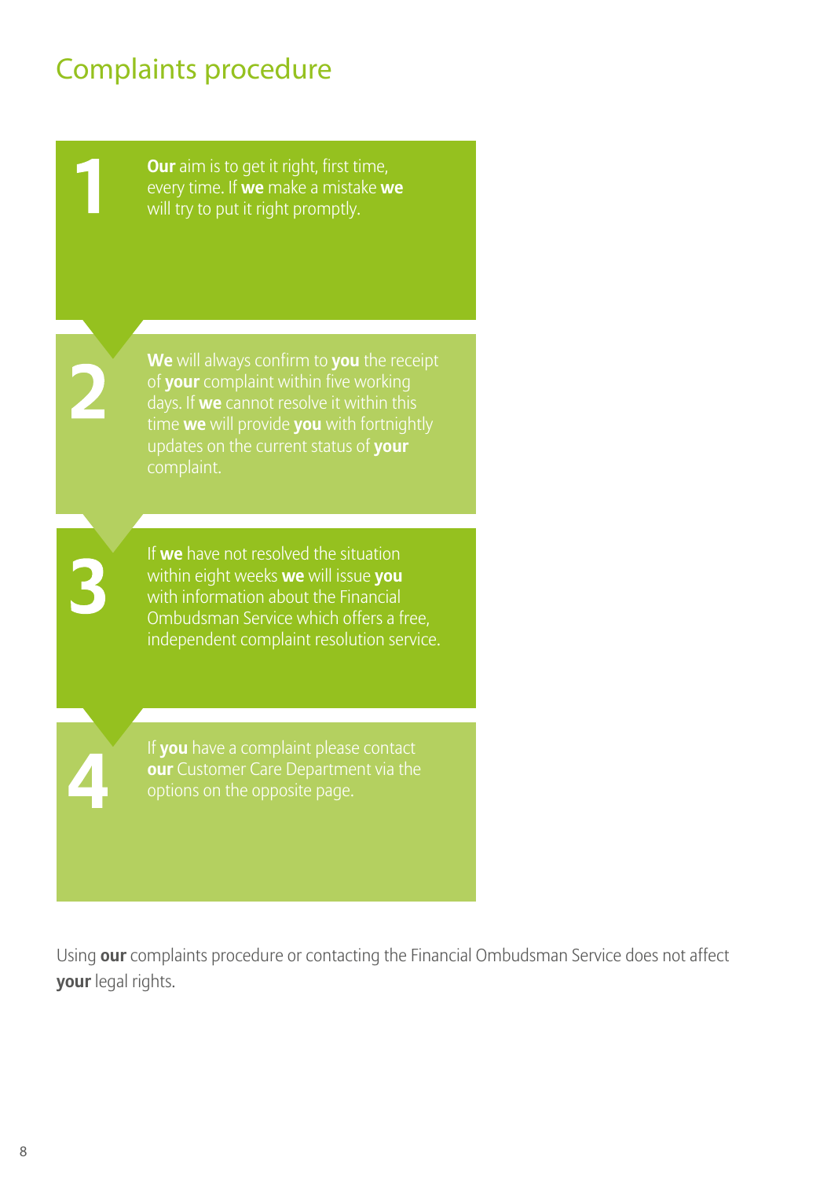# Complaints procedure

1. **Our** aim is to get it right, first time, every time. If **we** make a mistake **we** will try to put it right promptly.

2. **We** will always confirm to **you** the receipt of **your** complaint within five working days. If **we** cannot resolve it within this time **we** will provide **you** with fortnightly updates on the current status of **your** complaint.

3. If **we** have not resolved the situation within eight weeks **we** will issue **you** with information about the Financial Ombudsman Service which offers a free, independent complaint resolution service.

4. If **you** have a complaint please contact **our** Customer Care Department via the options on the opposite page.

Using **our** complaints procedure or contacting the Financial Ombudsman Service does not affect **your** legal rights.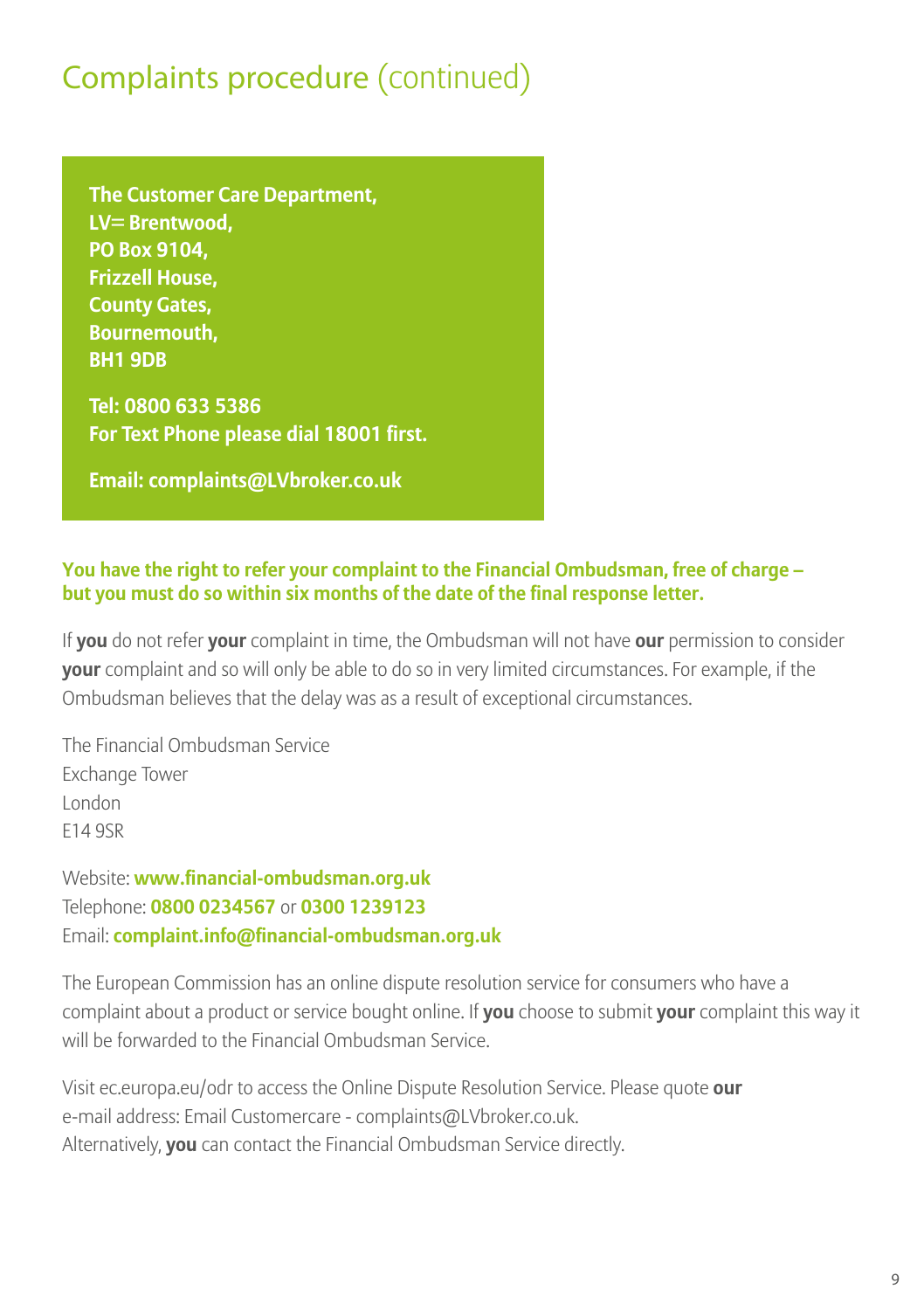## Complaints procedure (continued)

**The Customer Care Department,**
**LV= Brentwood,**
**PO Box 9104,**
**Frizzell House,**
**County Gates,**
**Bournemouth,**
**BH1 9DB**

**Tel: 0800 633 5386**
**For Text Phone please dial 18001 first.**

**Email: complaints@LVbroker.co.uk**

**You have the right to refer your complaint to the Financial Ombudsman, free of charge – but you must do so within six months of the date of the final response letter.**

If **you** do not refer **your** complaint in time, the Ombudsman will not have **our** permission to consider **your** complaint and so will only be able to do so in very limited circumstances. For example, if the Ombudsman believes that the delay was as a result of exceptional circumstances.

The Financial Ombudsman Service
Exchange Tower
London
E14 9SR

Website: **www.financial-ombudsman.org.uk**
Telephone: **0800 0234567** or **0300 1239123**
Email: **complaint.info@financial-ombudsman.org.uk**

The European Commission has an online dispute resolution service for consumers who have a complaint about a product or service bought online. If **you** choose to submit **your** complaint this way it will be forwarded to the Financial Ombudsman Service.

Visit ec.europa.eu/odr to access the Online Dispute Resolution Service. Please quote **our** e-mail address: Email Customercare - complaints@LVbroker.co.uk.
Alternatively, **you** can contact the Financial Ombudsman Service directly.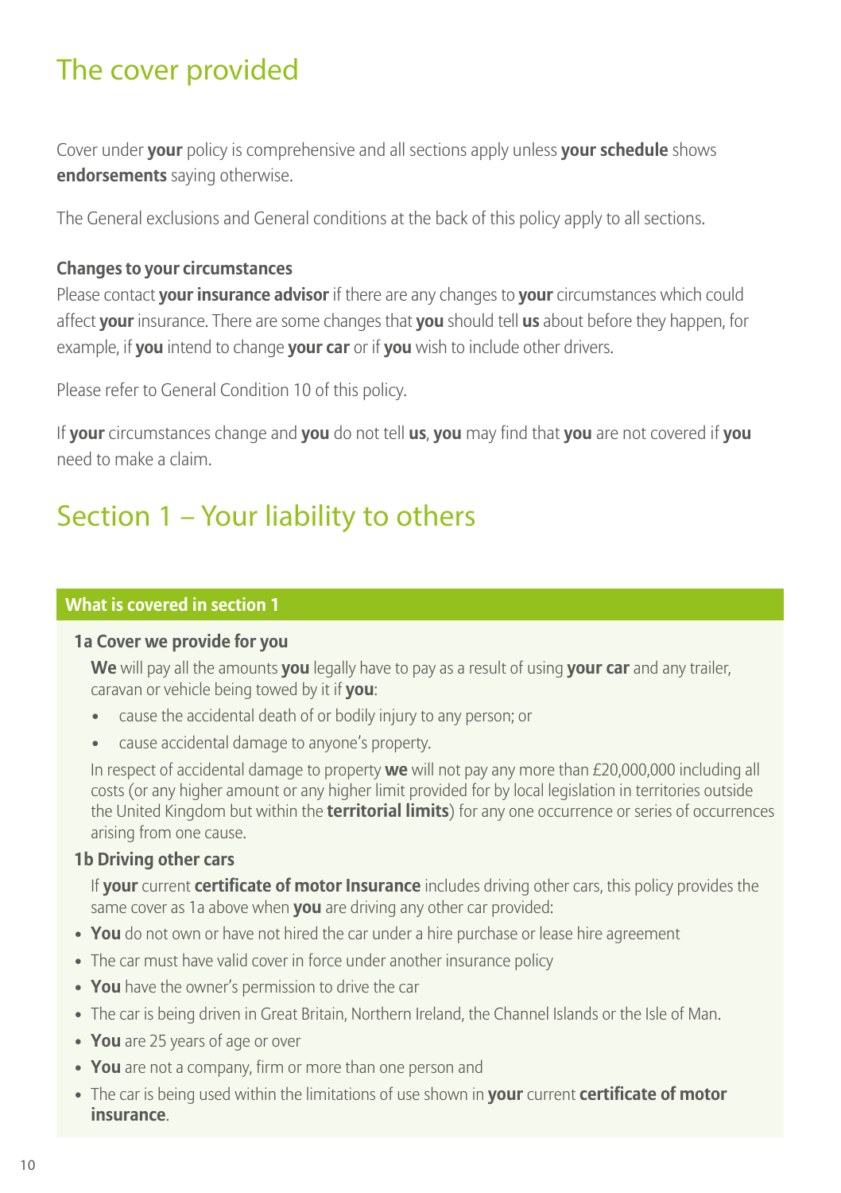# The cover provided

Cover under **your** policy is comprehensive and all sections apply unless **your schedule** shows **endorsements** saying otherwise.

The General exclusions and General conditions at the back of this policy apply to all sections.

### Changes to your circumstances

Please contact **your insurance advisor** if there are any changes to **your** circumstances which could affect **your** insurance. There are some changes that **you** should tell **us** about before they happen, for example, if **you** intend to change **your car** or if **you** wish to include other drivers.

Please refer to General Condition 10 of this policy.

If **your** circumstances change and **you** do not tell **us**, **you** may find that **you** are not covered if **you** need to make a claim.

# Section 1 – Your liability to others

## What is covered in section 1

### 1a Cover we provide for you

**We** will pay all the amounts **you** legally have to pay as a result of using **your car** and any trailer, caravan or vehicle being towed by it if **you**:

- cause the accidental death of or bodily injury to any person; or
- cause accidental damage to anyone's property.

In respect of accidental damage to property **we** will not pay any more than £20,000,000 including all costs (or any higher amount or any higher limit provided for by local legislation in territories outside the United Kingdom but within the **territorial limits**) for any one occurrence or series of occurrences arising from one cause.

### 1b Driving other cars

If **your** current **certificate of motor Insurance** includes driving other cars, this policy provides the same cover as 1a above when **you** are driving any other car provided:

- **You** do not own or have not hired the car under a hire purchase or lease hire agreement
- The car must have valid cover in force under another insurance policy
- **You** have the owner's permission to drive the car
- The car is being driven in Great Britain, Northern Ireland, the Channel Islands or the Isle of Man.
- **You** are 25 years of age or over
- **You** are not a company, firm or more than one person and
- The car is being used within the limitations of use shown in **your** current **certificate of motor insurance**.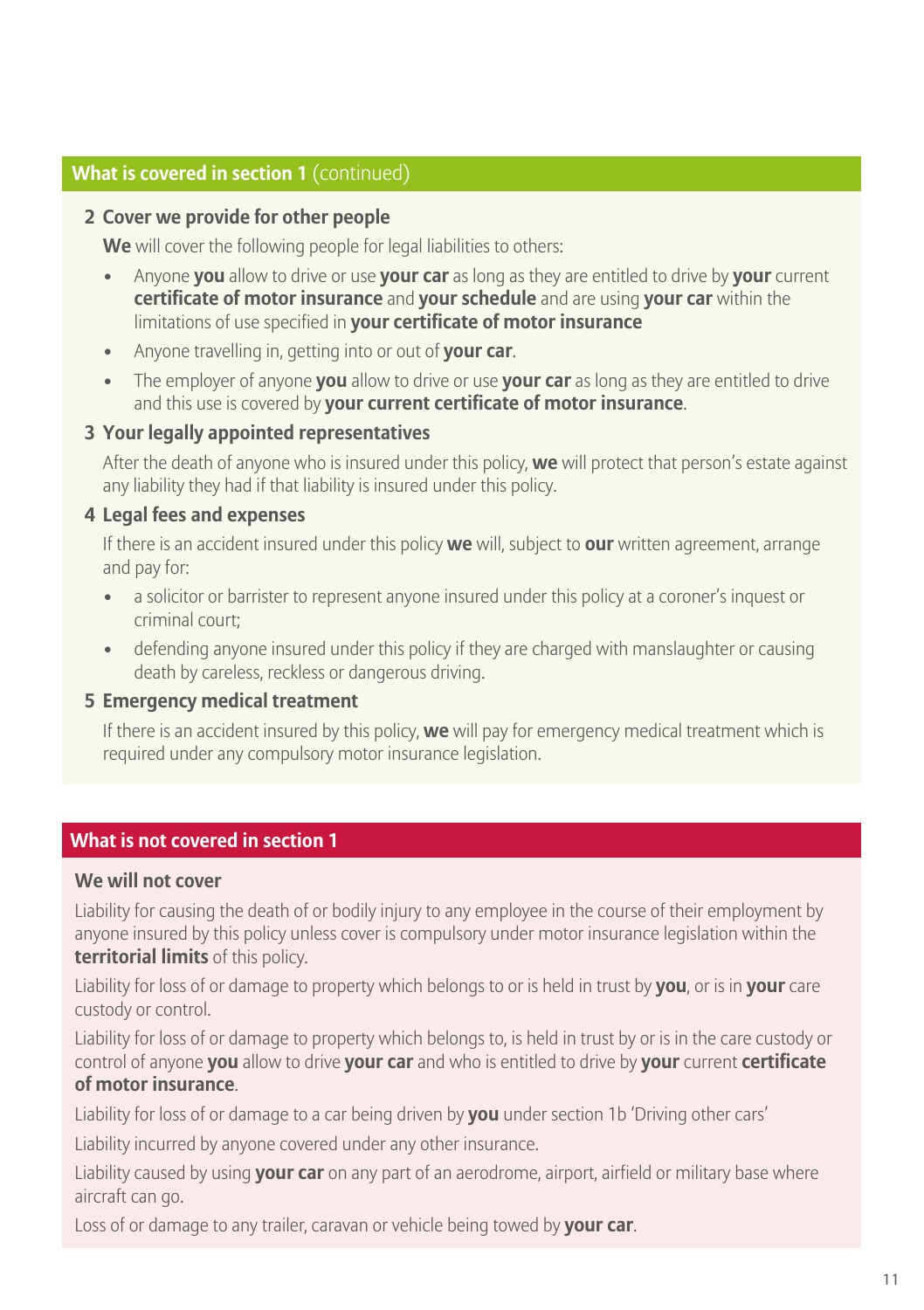## What is covered in section 1 (continued)

### 2 Cover we provide for other people

**We** will cover the following people for legal liabilities to others:

- Anyone **you** allow to drive or use **your car** as long as they are entitled to drive by **your** current **certificate of motor insurance** and **your schedule** and are using **your car** within the limitations of use specified in **your certificate of motor insurance**
- Anyone travelling in, getting into or out of **your car**.
- The employer of anyone **you** allow to drive or use **your car** as long as they are entitled to drive and this use is covered by **your current certificate of motor insurance**.

### 3 Your legally appointed representatives

After the death of anyone who is insured under this policy, **we** will protect that person's estate against any liability they had if that liability is insured under this policy.

### 4 Legal fees and expenses

If there is an accident insured under this policy **we** will, subject to **our** written agreement, arrange and pay for:

- a solicitor or barrister to represent anyone insured under this policy at a coroner's inquest or criminal court;
- defending anyone insured under this policy if they are charged with manslaughter or causing death by careless, reckless or dangerous driving.

### 5 Emergency medical treatment

If there is an accident insured by this policy, **we** will pay for emergency medical treatment which is required under any compulsory motor insurance legislation.

## What is not covered in section 1

### We will not cover

Liability for causing the death of or bodily injury to any employee in the course of their employment by anyone insured by this policy unless cover is compulsory under motor insurance legislation within the **territorial limits** of this policy.

Liability for loss of or damage to property which belongs to or is held in trust by **you**, or is in **your** care custody or control.

Liability for loss of or damage to property which belongs to, is held in trust by or is in the care custody or control of anyone **you** allow to drive **your car** and who is entitled to drive by **your** current **certificate of motor insurance**.

Liability for loss of or damage to a car being driven by **you** under section 1b 'Driving other cars'

Liability incurred by anyone covered under any other insurance.

Liability caused by using **your car** on any part of an aerodrome, airport, airfield or military base where aircraft can go.

Loss of or damage to any trailer, caravan or vehicle being towed by **your car**.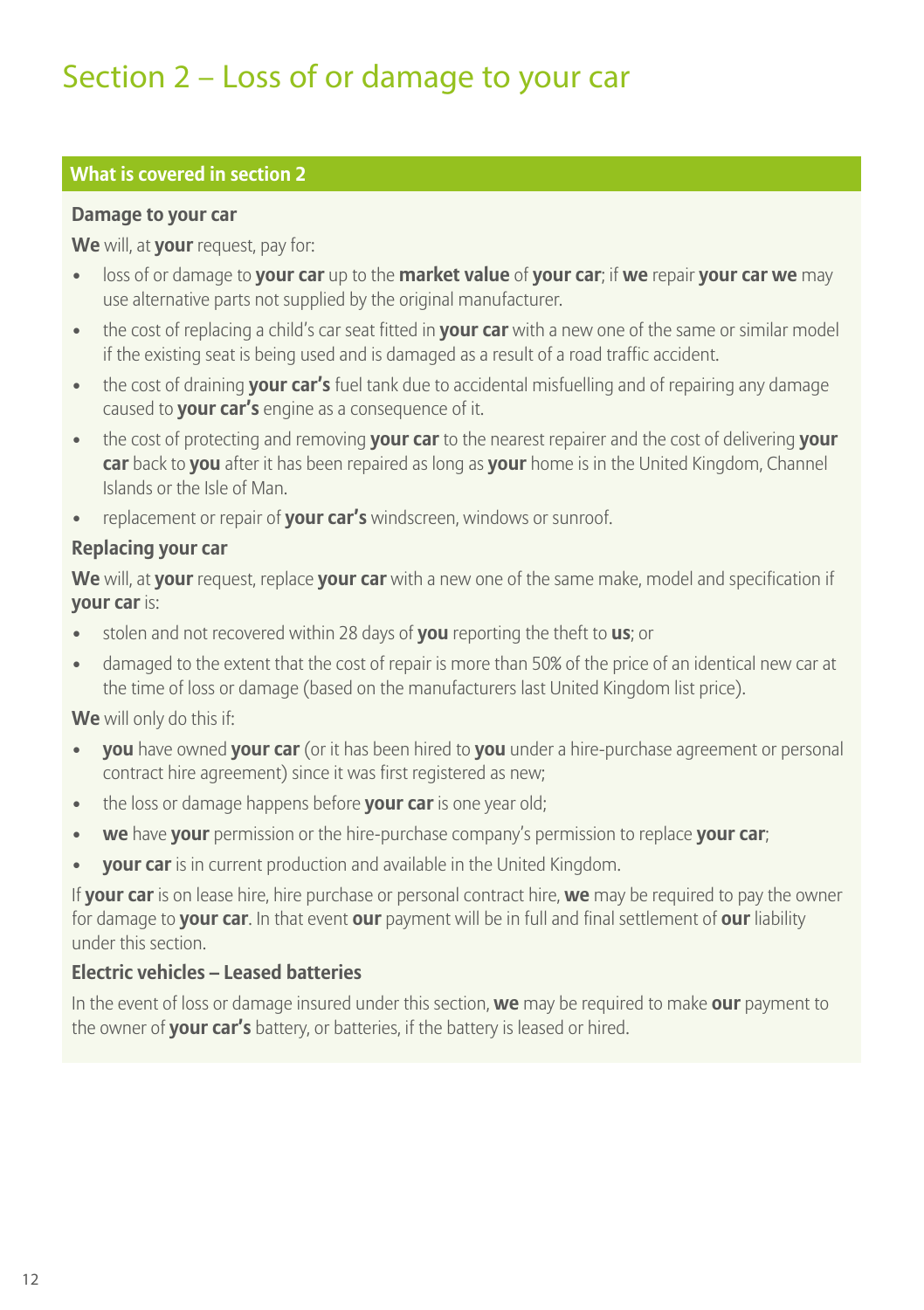# Section 2 – Loss of or damage to your car

### What is covered in section 2

#### Damage to your car

**We** will, at **your** request, pay for:

- loss of or damage to **your car** up to the **market value** of **your car**; if **we** repair **your car we** may use alternative parts not supplied by the original manufacturer.
- the cost of replacing a child's car seat fitted in **your car** with a new one of the same or similar model if the existing seat is being used and is damaged as a result of a road traffic accident.
- the cost of draining **your car's** fuel tank due to accidental misfuelling and of repairing any damage caused to **your car's** engine as a consequence of it.
- the cost of protecting and removing **your car** to the nearest repairer and the cost of delivering **your car** back to **you** after it has been repaired as long as **your** home is in the United Kingdom, Channel Islands or the Isle of Man.
- replacement or repair of **your car's** windscreen, windows or sunroof.

#### Replacing your car

**We** will, at **your** request, replace **your car** with a new one of the same make, model and specification if **your car** is:

- stolen and not recovered within 28 days of **you** reporting the theft to **us**; or
- damaged to the extent that the cost of repair is more than 50% of the price of an identical new car at the time of loss or damage (based on the manufacturers last United Kingdom list price).

**We** will only do this if:

- **you** have owned **your car** (or it has been hired to **you** under a hire-purchase agreement or personal contract hire agreement) since it was first registered as new;
- the loss or damage happens before **your car** is one year old;
- **we** have **your** permission or the hire-purchase company's permission to replace **your car**;
- **your car** is in current production and available in the United Kingdom.

If **your car** is on lease hire, hire purchase or personal contract hire, **we** may be required to pay the owner for damage to **your car**. In that event **our** payment will be in full and final settlement of **our** liability under this section.

#### Electric vehicles – Leased batteries

In the event of loss or damage insured under this section, **we** may be required to make **our** payment to the owner of **your car's** battery, or batteries, if the battery is leased or hired.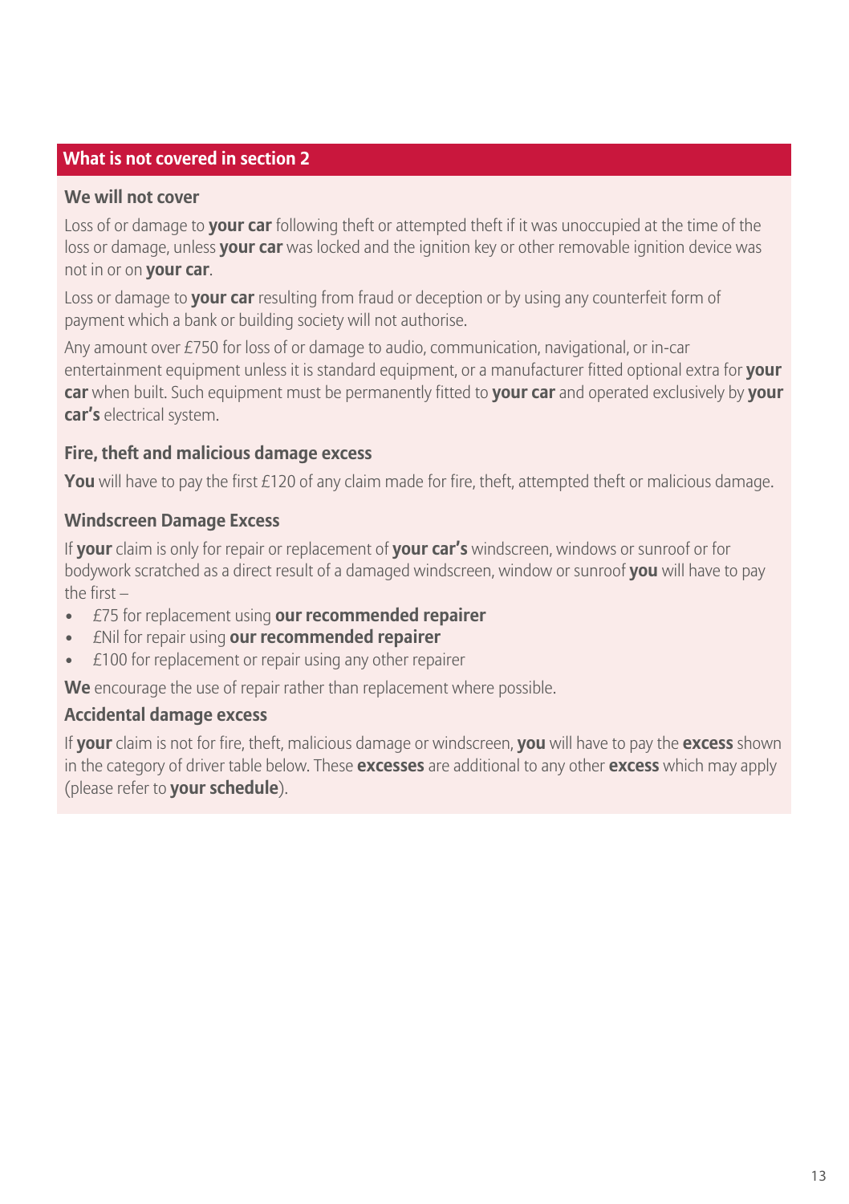## What is not covered in section 2

### We will not cover

Loss of or damage to **your car** following theft or attempted theft if it was unoccupied at the time of the loss or damage, unless **your car** was locked and the ignition key or other removable ignition device was not in or on **your car**.

Loss or damage to **your car** resulting from fraud or deception or by using any counterfeit form of payment which a bank or building society will not authorise.

Any amount over £750 for loss of or damage to audio, communication, navigational, or in-car entertainment equipment unless it is standard equipment, or a manufacturer fitted optional extra for **your car** when built. Such equipment must be permanently fitted to **your car** and operated exclusively by **your car's** electrical system.

### Fire, theft and malicious damage excess

**You** will have to pay the first £120 of any claim made for fire, theft, attempted theft or malicious damage.

### Windscreen Damage Excess

If **your** claim is only for repair or replacement of **your car's** windscreen, windows or sunroof or for bodywork scratched as a direct result of a damaged windscreen, window or sunroof **you** will have to pay the first –

- £75 for replacement using **our recommended repairer**
- £Nil for repair using **our recommended repairer**
- £100 for replacement or repair using any other repairer

**We** encourage the use of repair rather than replacement where possible.

### Accidental damage excess

If **your** claim is not for fire, theft, malicious damage or windscreen, **you** will have to pay the **excess** shown in the category of driver table below. These **excesses** are additional to any other **excess** which may apply (please refer to **your schedule**).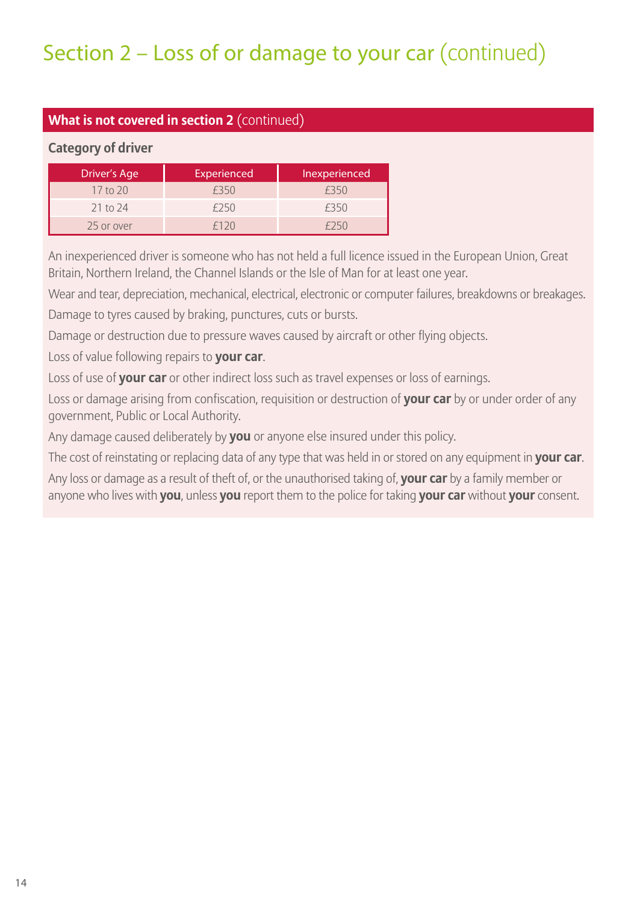# Section 2 – Loss of or damage to your car (continued)

## What is not covered in section 2 (continued)

### Category of driver

| Driver's Age | Experienced | Inexperienced |
|---|---|---|
| 17 to 20 | £350 | £350 |
| 21 to 24 | £250 | £350 |
| 25 or over | £120 | £250 |

An inexperienced driver is someone who has not held a full licence issued in the European Union, Great Britain, Northern Ireland, the Channel Islands or the Isle of Man for at least one year.

Wear and tear, depreciation, mechanical, electrical, electronic or computer failures, breakdowns or breakages.

Damage to tyres caused by braking, punctures, cuts or bursts.

Damage or destruction due to pressure waves caused by aircraft or other flying objects.

Loss of value following repairs to **your car**.

Loss of use of **your car** or other indirect loss such as travel expenses or loss of earnings.

Loss or damage arising from confiscation, requisition or destruction of **your car** by or under order of any government, Public or Local Authority.

Any damage caused deliberately by **you** or anyone else insured under this policy.

The cost of reinstating or replacing data of any type that was held in or stored on any equipment in **your car**.

Any loss or damage as a result of theft of, or the unauthorised taking of, **your car** by a family member or anyone who lives with **you**, unless **you** report them to the police for taking **your car** without **your** consent.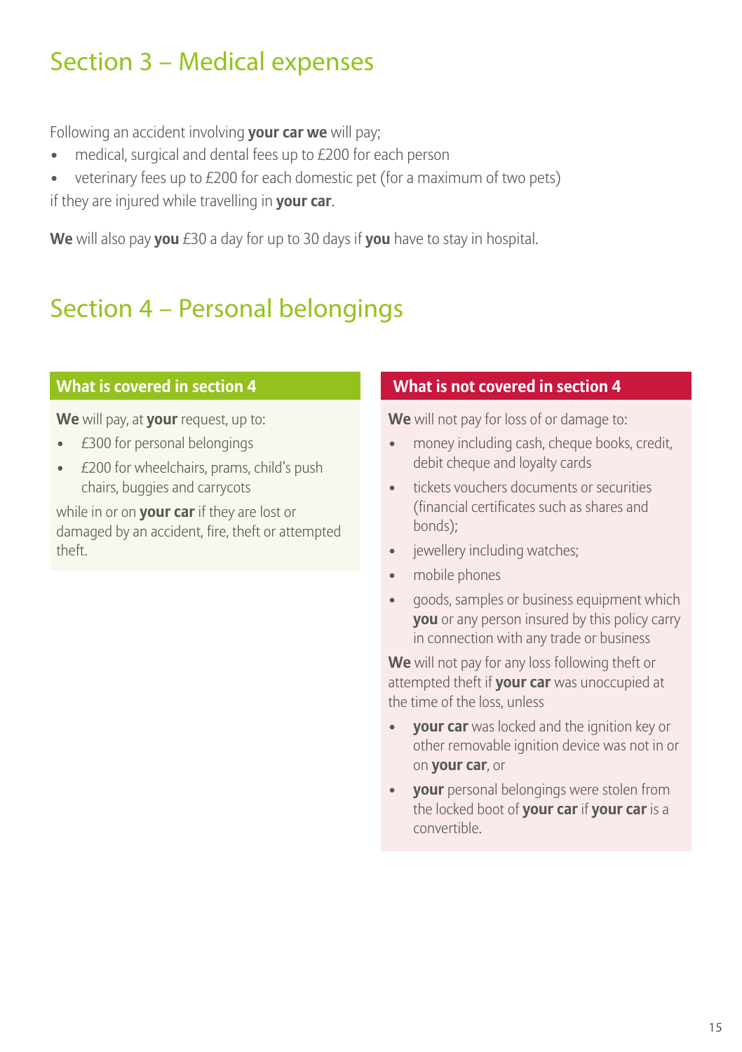## Section 3 – Medical expenses

Following an accident involving **your car we** will pay;

- medical, surgical and dental fees up to £200 for each person
- veterinary fees up to £200 for each domestic pet (for a maximum of two pets)

if they are injured while travelling in **your car**.

**We** will also pay **you** £30 a day for up to 30 days if **you** have to stay in hospital.

## Section 4 – Personal belongings

### What is covered in section 4

**We** will pay, at **your** request, up to:

- £300 for personal belongings
- £200 for wheelchairs, prams, child's push chairs, buggies and carrycots

while in or on **your car** if they are lost or damaged by an accident, fire, theft or attempted theft.

### What is not covered in section 4

**We** will not pay for loss of or damage to:

- money including cash, cheque books, credit, debit cheque and loyalty cards
- tickets vouchers documents or securities (financial certificates such as shares and bonds);
- jewellery including watches;
- mobile phones
- goods, samples or business equipment which **you** or any person insured by this policy carry in connection with any trade or business

**We** will not pay for any loss following theft or attempted theft if **your car** was unoccupied at the time of the loss, unless

- **your car** was locked and the ignition key or other removable ignition device was not in or on **your car**, or
- **your** personal belongings were stolen from the locked boot of **your car** if **your car** is a convertible.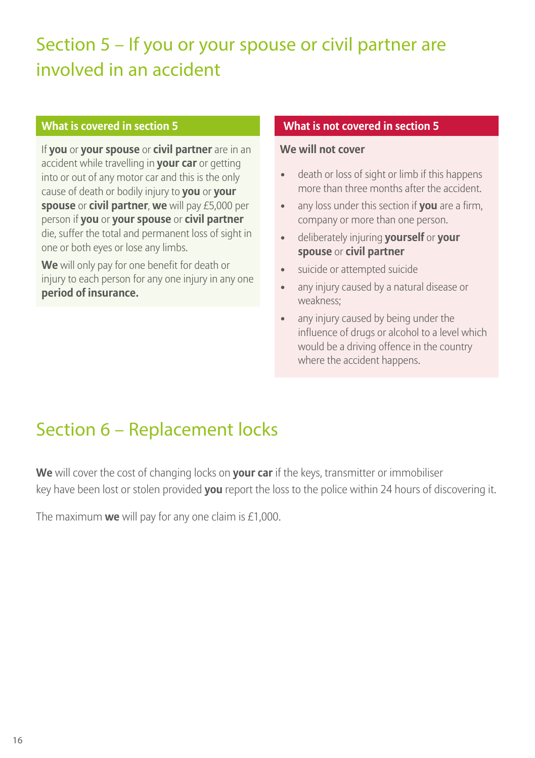# Section 5 – If you or your spouse or civil partner are involved in an accident

### What is covered in section 5

If **you** or **your spouse** or **civil partner** are in an accident while travelling in **your car** or getting into or out of any motor car and this is the only cause of death or bodily injury to **you** or **your spouse** or **civil partner**, **we** will pay £5,000 per person if **you** or **your spouse** or **civil partner** die, suffer the total and permanent loss of sight in one or both eyes or lose any limbs.

**We** will only pay for one benefit for death or injury to each person for any one injury in any one **period of insurance.**

### What is not covered in section 5

**We will not cover**

- death or loss of sight or limb if this happens more than three months after the accident.
- any loss under this section if **you** are a firm, company or more than one person.
- deliberately injuring **yourself** or **your spouse** or **civil partner**
- suicide or attempted suicide
- any injury caused by a natural disease or weakness;
- any injury caused by being under the influence of drugs or alcohol to a level which would be a driving offence in the country where the accident happens.

# Section 6 – Replacement locks

**We** will cover the cost of changing locks on **your car** if the keys, transmitter or immobiliser key have been lost or stolen provided **you** report the loss to the police within 24 hours of discovering it.

The maximum **we** will pay for any one claim is £1,000.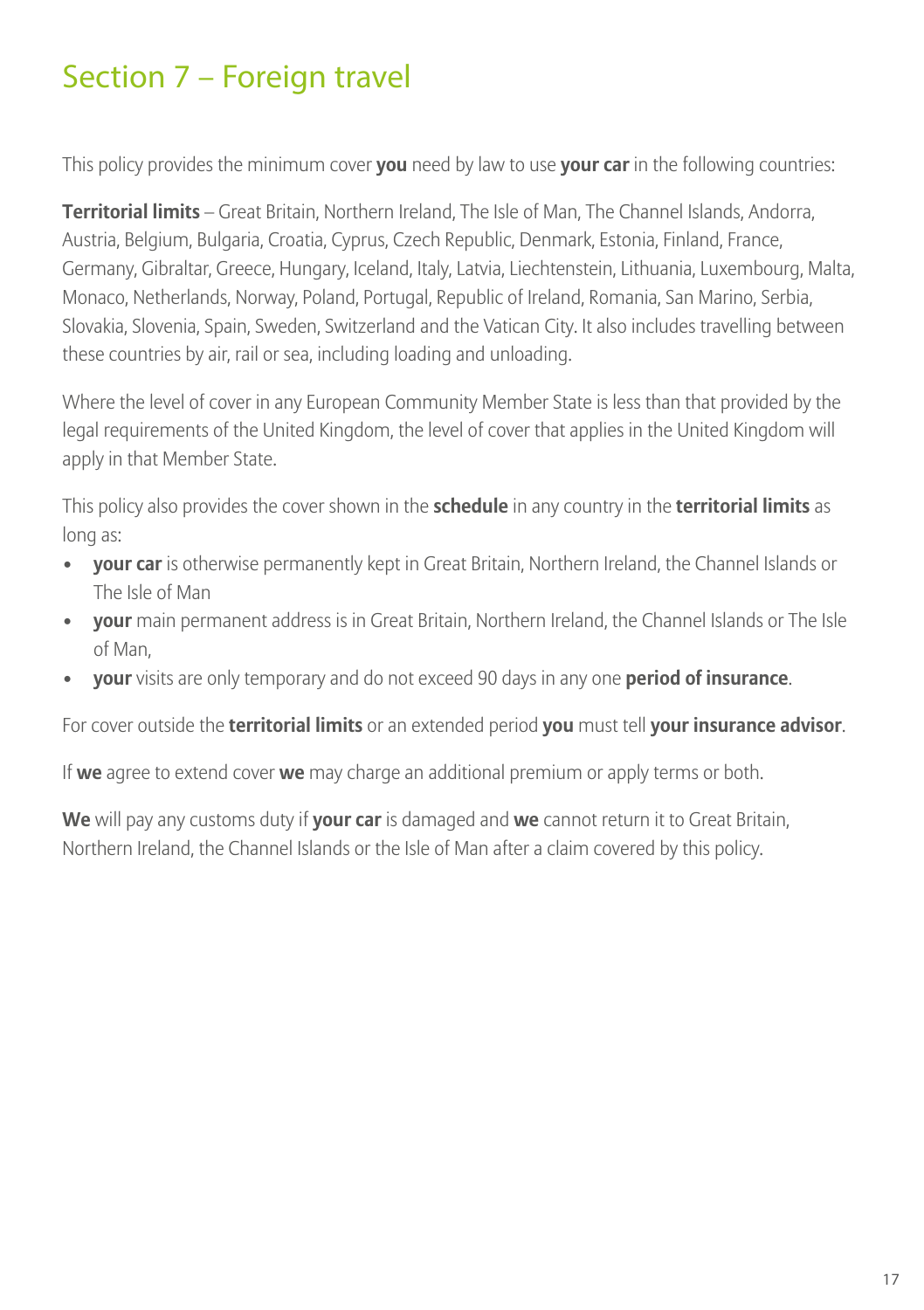# Section 7 – Foreign travel

This policy provides the minimum cover **you** need by law to use **your car** in the following countries:

**Territorial limits** – Great Britain, Northern Ireland, The Isle of Man, The Channel Islands, Andorra, Austria, Belgium, Bulgaria, Croatia, Cyprus, Czech Republic, Denmark, Estonia, Finland, France, Germany, Gibraltar, Greece, Hungary, Iceland, Italy, Latvia, Liechtenstein, Lithuania, Luxembourg, Malta, Monaco, Netherlands, Norway, Poland, Portugal, Republic of Ireland, Romania, San Marino, Serbia, Slovakia, Slovenia, Spain, Sweden, Switzerland and the Vatican City. It also includes travelling between these countries by air, rail or sea, including loading and unloading.

Where the level of cover in any European Community Member State is less than that provided by the legal requirements of the United Kingdom, the level of cover that applies in the United Kingdom will apply in that Member State.

This policy also provides the cover shown in the **schedule** in any country in the **territorial limits** as long as:

- **your car** is otherwise permanently kept in Great Britain, Northern Ireland, the Channel Islands or The Isle of Man
- **your** main permanent address is in Great Britain, Northern Ireland, the Channel Islands or The Isle of Man,
- **your** visits are only temporary and do not exceed 90 days in any one **period of insurance**.

For cover outside the **territorial limits** or an extended period **you** must tell **your insurance advisor**.

If **we** agree to extend cover **we** may charge an additional premium or apply terms or both.

**We** will pay any customs duty if **your car** is damaged and **we** cannot return it to Great Britain, Northern Ireland, the Channel Islands or the Isle of Man after a claim covered by this policy.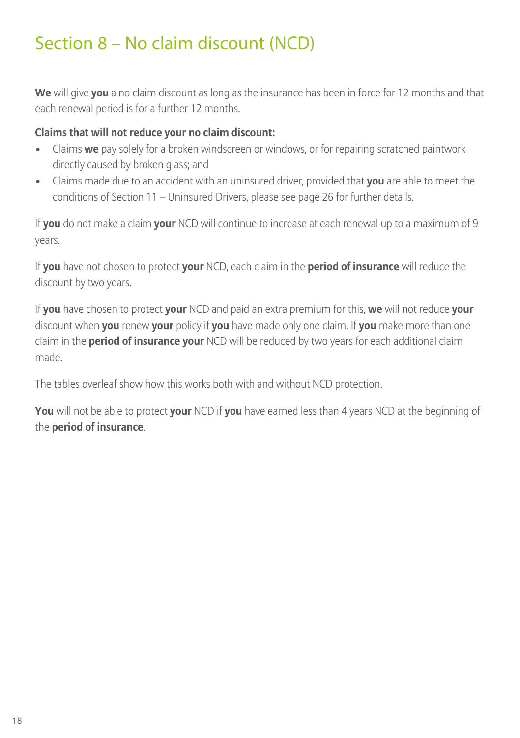# Section 8 – No claim discount (NCD)

**We** will give **you** a no claim discount as long as the insurance has been in force for 12 months and that each renewal period is for a further 12 months.

**Claims that will not reduce your no claim discount:**

- Claims **we** pay solely for a broken windscreen or windows, or for repairing scratched paintwork directly caused by broken glass; and
- Claims made due to an accident with an uninsured driver, provided that **you** are able to meet the conditions of Section 11 – Uninsured Drivers, please see page 26 for further details.

If **you** do not make a claim **your** NCD will continue to increase at each renewal up to a maximum of 9 years.

If **you** have not chosen to protect **your** NCD, each claim in the **period of insurance** will reduce the discount by two years.

If **you** have chosen to protect **your** NCD and paid an extra premium for this, **we** will not reduce **your** discount when **you** renew **your** policy if **you** have made only one claim. If **you** make more than one claim in the **period of insurance your** NCD will be reduced by two years for each additional claim made.

The tables overleaf show how this works both with and without NCD protection.

**You** will not be able to protect **your** NCD if **you** have earned less than 4 years NCD at the beginning of the **period of insurance**.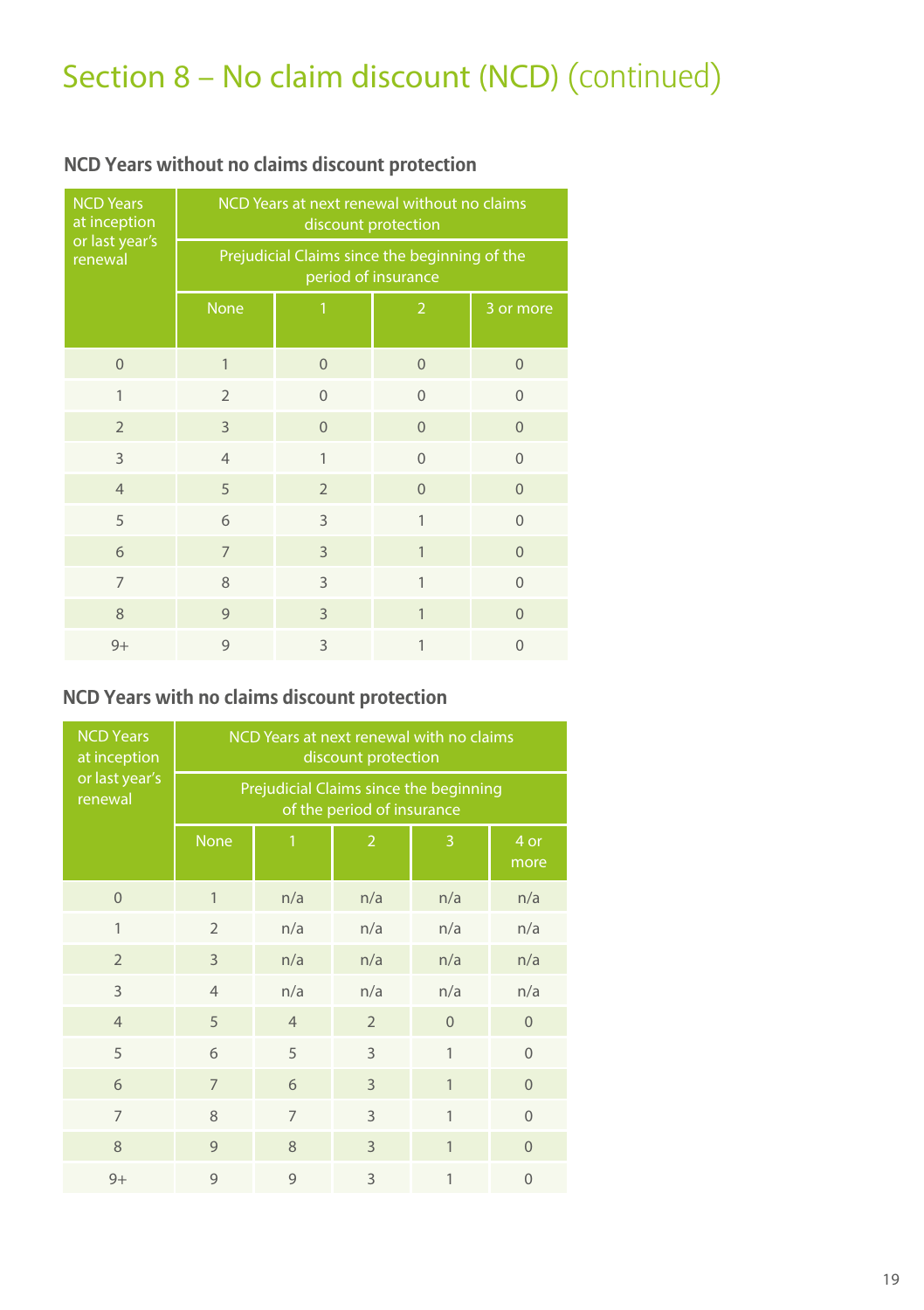# Section 8 – No claim discount (NCD) (continued)

### NCD Years without no claims discount protection

| NCD Years at inception or last year's renewal | NCD Years at next renewal without no claims discount protection | | | |
|---|---|---|---|---|
| | Prejudicial Claims since the beginning of the period of insurance | | | |
| | None | 1 | 2 | 3 or more |
| 0 | 1 | 0 | 0 | 0 |
| 1 | 2 | 0 | 0 | 0 |
| 2 | 3 | 0 | 0 | 0 |
| 3 | 4 | 1 | 0 | 0 |
| 4 | 5 | 2 | 0 | 0 |
| 5 | 6 | 3 | 1 | 0 |
| 6 | 7 | 3 | 1 | 0 |
| 7 | 8 | 3 | 1 | 0 |
| 8 | 9 | 3 | 1 | 0 |
| 9+ | 9 | 3 | 1 | 0 |

### NCD Years with no claims discount protection

| NCD Years at inception or last year's renewal | NCD Years at next renewal with no claims discount protection | | | | |
|---|---|---|---|---|---|
| | Prejudicial Claims since the beginning of the period of insurance | | | | |
| | None | 1 | 2 | 3 | 4 or more |
| 0 | 1 | n/a | n/a | n/a | n/a |
| 1 | 2 | n/a | n/a | n/a | n/a |
| 2 | 3 | n/a | n/a | n/a | n/a |
| 3 | 4 | n/a | n/a | n/a | n/a |
| 4 | 5 | 4 | 2 | 0 | 0 |
| 5 | 6 | 5 | 3 | 1 | 0 |
| 6 | 7 | 6 | 3 | 1 | 0 |
| 7 | 8 | 7 | 3 | 1 | 0 |
| 8 | 9 | 8 | 3 | 1 | 0 |
| 9+ | 9 | 9 | 3 | 1 | 0 |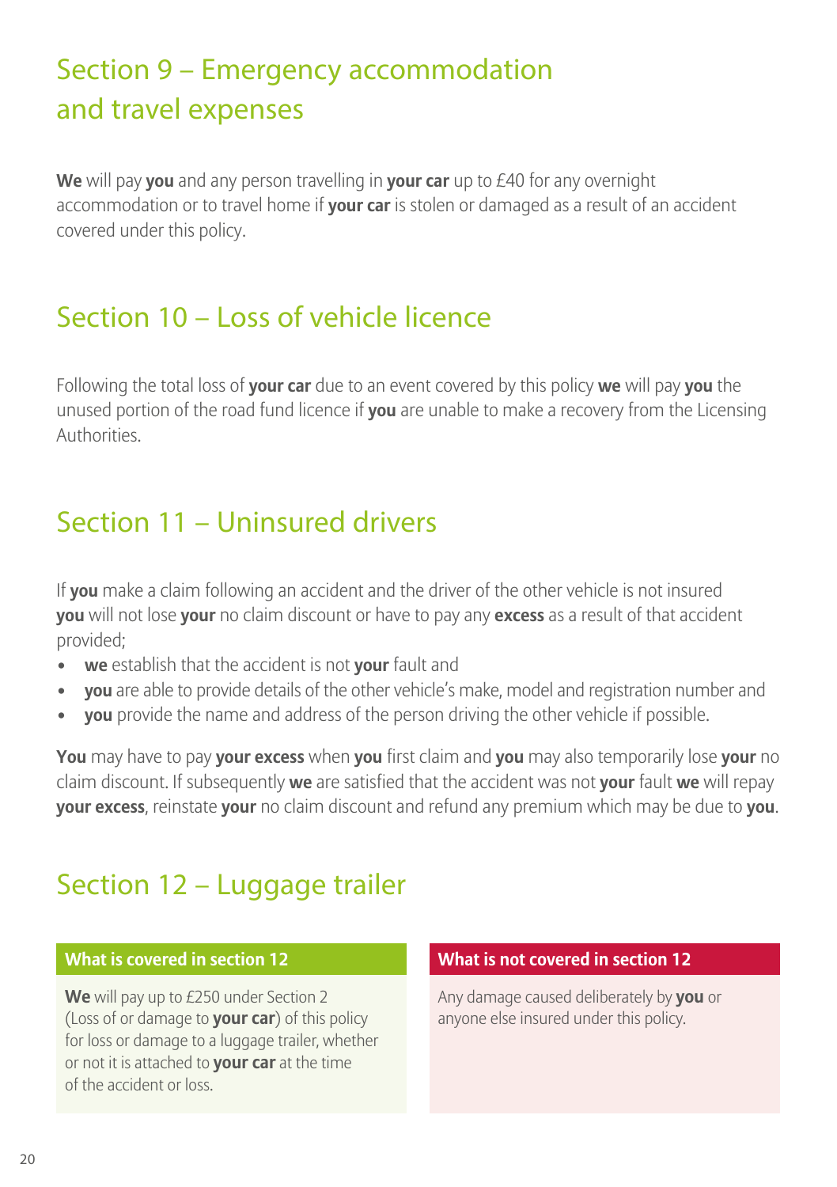## Section 9 – Emergency accommodation and travel expenses

**We** will pay **you** and any person travelling in **your car** up to £40 for any overnight accommodation or to travel home if **your car** is stolen or damaged as a result of an accident covered under this policy.

## Section 10 – Loss of vehicle licence

Following the total loss of **your car** due to an event covered by this policy **we** will pay **you** the unused portion of the road fund licence if **you** are unable to make a recovery from the Licensing Authorities.

## Section 11 – Uninsured drivers

If **you** make a claim following an accident and the driver of the other vehicle is not insured **you** will not lose **your** no claim discount or have to pay any **excess** as a result of that accident provided;

- **we** establish that the accident is not **your** fault and
- **you** are able to provide details of the other vehicle's make, model and registration number and
- **you** provide the name and address of the person driving the other vehicle if possible.

**You** may have to pay **your excess** when **you** first claim and **you** may also temporarily lose **your** no claim discount. If subsequently **we** are satisfied that the accident was not **your** fault **we** will repay **your excess**, reinstate **your** no claim discount and refund any premium which may be due to **you**.

## Section 12 – Luggage trailer

| What is covered in section 12 | What is not covered in section 12 |
|---|---|
| **We** will pay up to £250 under Section 2 (Loss of or damage to **your car**) of this policy for loss or damage to a luggage trailer, whether or not it is attached to **your car** at the time of the accident or loss. | Any damage caused deliberately by **you** or anyone else insured under this policy. |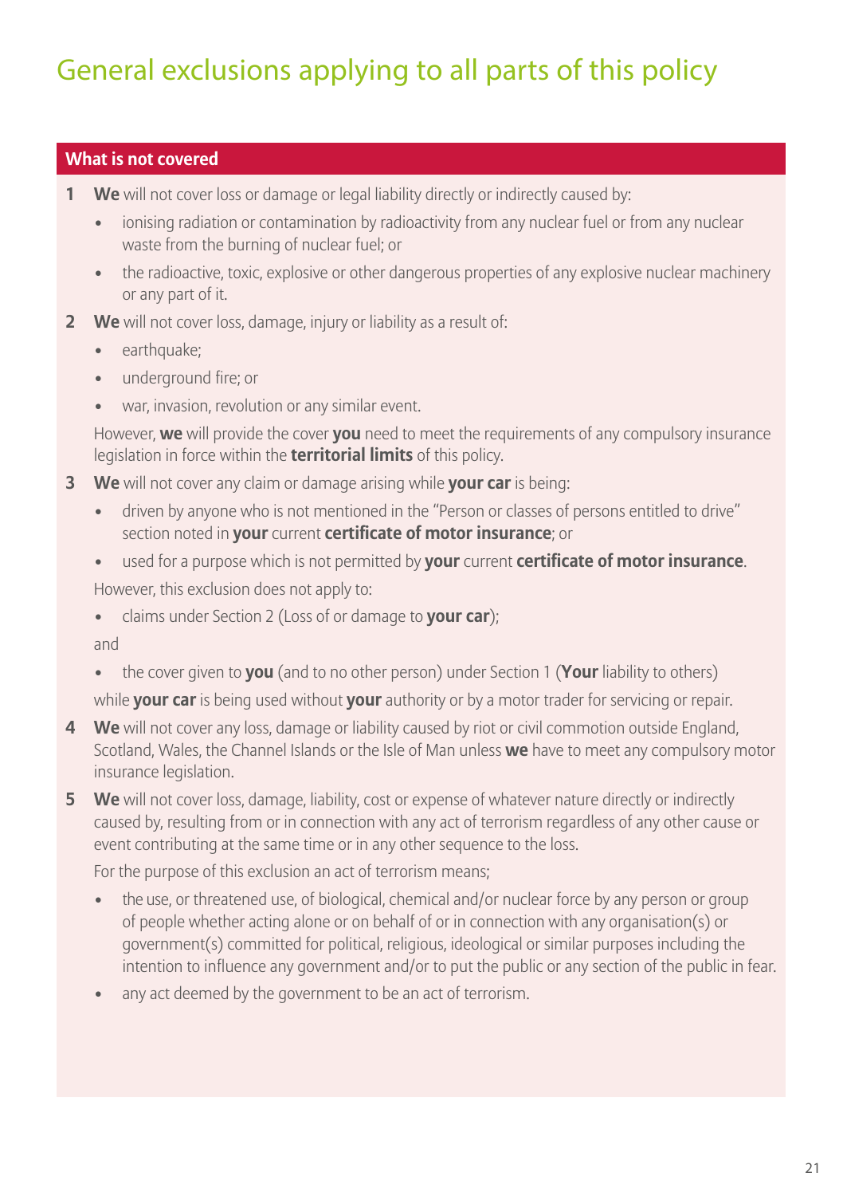# General exclusions applying to all parts of this policy

## What is not covered

1. **We** will not cover loss or damage or legal liability directly or indirectly caused by:
   - ionising radiation or contamination by radioactivity from any nuclear fuel or from any nuclear waste from the burning of nuclear fuel; or
   - the radioactive, toxic, explosive or other dangerous properties of any explosive nuclear machinery or any part of it.
2. **We** will not cover loss, damage, injury or liability as a result of:
   - earthquake;
   - underground fire; or
   - war, invasion, revolution or any similar event.

   However, **we** will provide the cover **you** need to meet the requirements of any compulsory insurance legislation in force within the **territorial limits** of this policy.
3. **We** will not cover any claim or damage arising while **your car** is being:
   - driven by anyone who is not mentioned in the "Person or classes of persons entitled to drive" section noted in **your** current **certificate of motor insurance**; or
   - used for a purpose which is not permitted by **your** current **certificate of motor insurance**.

   However, this exclusion does not apply to:
   - claims under Section 2 (Loss of or damage to **your car**);

   and
   - the cover given to **you** (and to no other person) under Section 1 (**Your** liability to others)

   while **your car** is being used without **your** authority or by a motor trader for servicing or repair.
4. **We** will not cover any loss, damage or liability caused by riot or civil commotion outside England, Scotland, Wales, the Channel Islands or the Isle of Man unless **we** have to meet any compulsory motor insurance legislation.
5. **We** will not cover loss, damage, liability, cost or expense of whatever nature directly or indirectly caused by, resulting from or in connection with any act of terrorism regardless of any other cause or event contributing at the same time or in any other sequence to the loss.

   For the purpose of this exclusion an act of terrorism means;
   - the use, or threatened use, of biological, chemical and/or nuclear force by any person or group of people whether acting alone or on behalf of or in connection with any organisation(s) or government(s) committed for political, religious, ideological or similar purposes including the intention to influence any government and/or to put the public or any section of the public in fear.
   - any act deemed by the government to be an act of terrorism.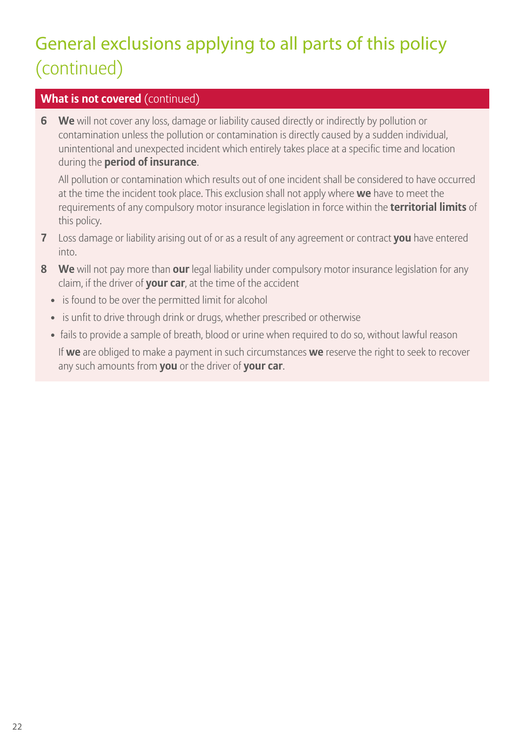# General exclusions applying to all parts of this policy (continued)

## **What is not covered** (continued)

**6** **We** will not cover any loss, damage or liability caused directly or indirectly by pollution or contamination unless the pollution or contamination is directly caused by a sudden individual, unintentional and unexpected incident which entirely takes place at a specific time and location during the **period of insurance**.

All pollution or contamination which results out of one incident shall be considered to have occurred at the time the incident took place. This exclusion shall not apply where **we** have to meet the requirements of any compulsory motor insurance legislation in force within the **territorial limits** of this policy.

**7** Loss damage or liability arising out of or as a result of any agreement or contract **you** have entered into.

**8** **We** will not pay more than **our** legal liability under compulsory motor insurance legislation for any claim, if the driver of **your car**, at the time of the accident

- is found to be over the permitted limit for alcohol
- is unfit to drive through drink or drugs, whether prescribed or otherwise
- fails to provide a sample of breath, blood or urine when required to do so, without lawful reason

If **we** are obliged to make a payment in such circumstances **we** reserve the right to seek to recover any such amounts from **you** or the driver of **your car**.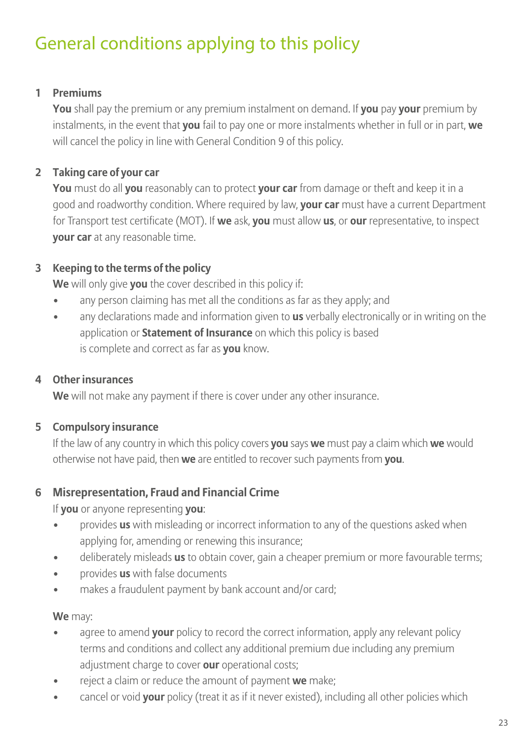# General conditions applying to this policy

**1 Premiums**

**You** shall pay the premium or any premium instalment on demand. If **you** pay **your** premium by instalments, in the event that **you** fail to pay one or more instalments whether in full or in part, **we** will cancel the policy in line with General Condition 9 of this policy.

**2 Taking care of your car**

**You** must do all **you** reasonably can to protect **your car** from damage or theft and keep it in a good and roadworthy condition. Where required by law, **your car** must have a current Department for Transport test certificate (MOT). If **we** ask, **you** must allow **us**, or **our** representative, to inspect **your car** at any reasonable time.

**3 Keeping to the terms of the policy**

**We** will only give **you** the cover described in this policy if:

- any person claiming has met all the conditions as far as they apply; and
- any declarations made and information given to **us** verbally electronically or in writing on the application or **Statement of Insurance** on which this policy is based is complete and correct as far as **you** know.

**4 Other insurances**

**We** will not make any payment if there is cover under any other insurance.

**5 Compulsory insurance**

If the law of any country in which this policy covers **you** says **we** must pay a claim which **we** would otherwise not have paid, then **we** are entitled to recover such payments from **you**.

**6 Misrepresentation, Fraud and Financial Crime**

If **you** or anyone representing **you**:

- provides **us** with misleading or incorrect information to any of the questions asked when applying for, amending or renewing this insurance;
- deliberately misleads **us** to obtain cover, gain a cheaper premium or more favourable terms;
- provides **us** with false documents
- makes a fraudulent payment by bank account and/or card;

**We** may:

- agree to amend **your** policy to record the correct information, apply any relevant policy terms and conditions and collect any additional premium due including any premium adjustment charge to cover **our** operational costs;
- reject a claim or reduce the amount of payment **we** make;
- cancel or void **your** policy (treat it as if it never existed), including all other policies which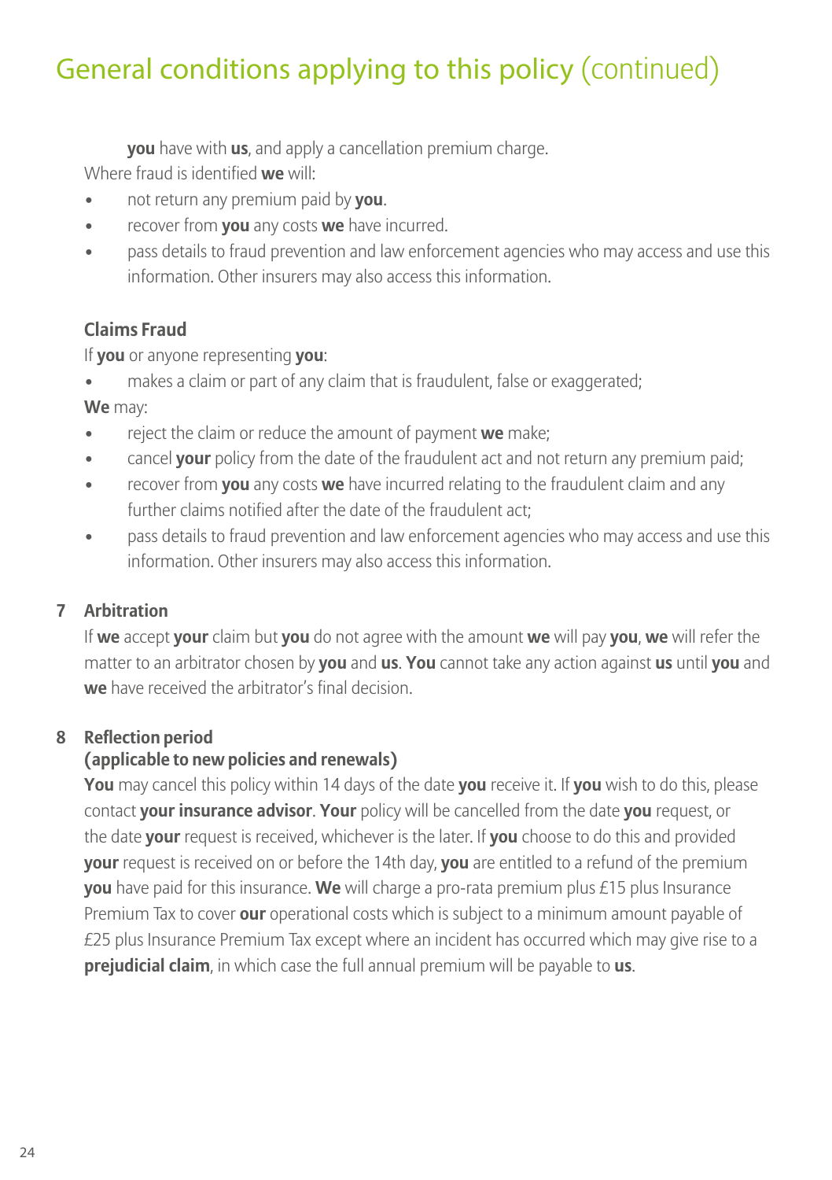## General conditions applying to this policy (continued)

**you** have with **us**, and apply a cancellation premium charge.

Where fraud is identified **we** will:

- not return any premium paid by **you**.
- recover from **you** any costs **we** have incurred.
- pass details to fraud prevention and law enforcement agencies who may access and use this information. Other insurers may also access this information.

### Claims Fraud

If **you** or anyone representing **you**:

- makes a claim or part of any claim that is fraudulent, false or exaggerated;

**We** may:

- reject the claim or reduce the amount of payment **we** make;
- cancel **your** policy from the date of the fraudulent act and not return any premium paid;
- recover from **you** any costs **we** have incurred relating to the fraudulent claim and any further claims notified after the date of the fraudulent act;
- pass details to fraud prevention and law enforcement agencies who may access and use this information. Other insurers may also access this information.

### 7 Arbitration

If **we** accept **your** claim but **you** do not agree with the amount **we** will pay **you**, **we** will refer the matter to an arbitrator chosen by **you** and **us**. **You** cannot take any action against **us** until **you** and **we** have received the arbitrator's final decision.

### 8 Reflection period (applicable to new policies and renewals)

**You** may cancel this policy within 14 days of the date **you** receive it. If **you** wish to do this, please contact **your insurance advisor**. **Your** policy will be cancelled from the date **you** request, or the date **your** request is received, whichever is the later. If **you** choose to do this and provided **your** request is received on or before the 14th day, **you** are entitled to a refund of the premium **you** have paid for this insurance. **We** will charge a pro-rata premium plus £15 plus Insurance Premium Tax to cover **our** operational costs which is subject to a minimum amount payable of £25 plus Insurance Premium Tax except where an incident has occurred which may give rise to a **prejudicial claim**, in which case the full annual premium will be payable to **us**.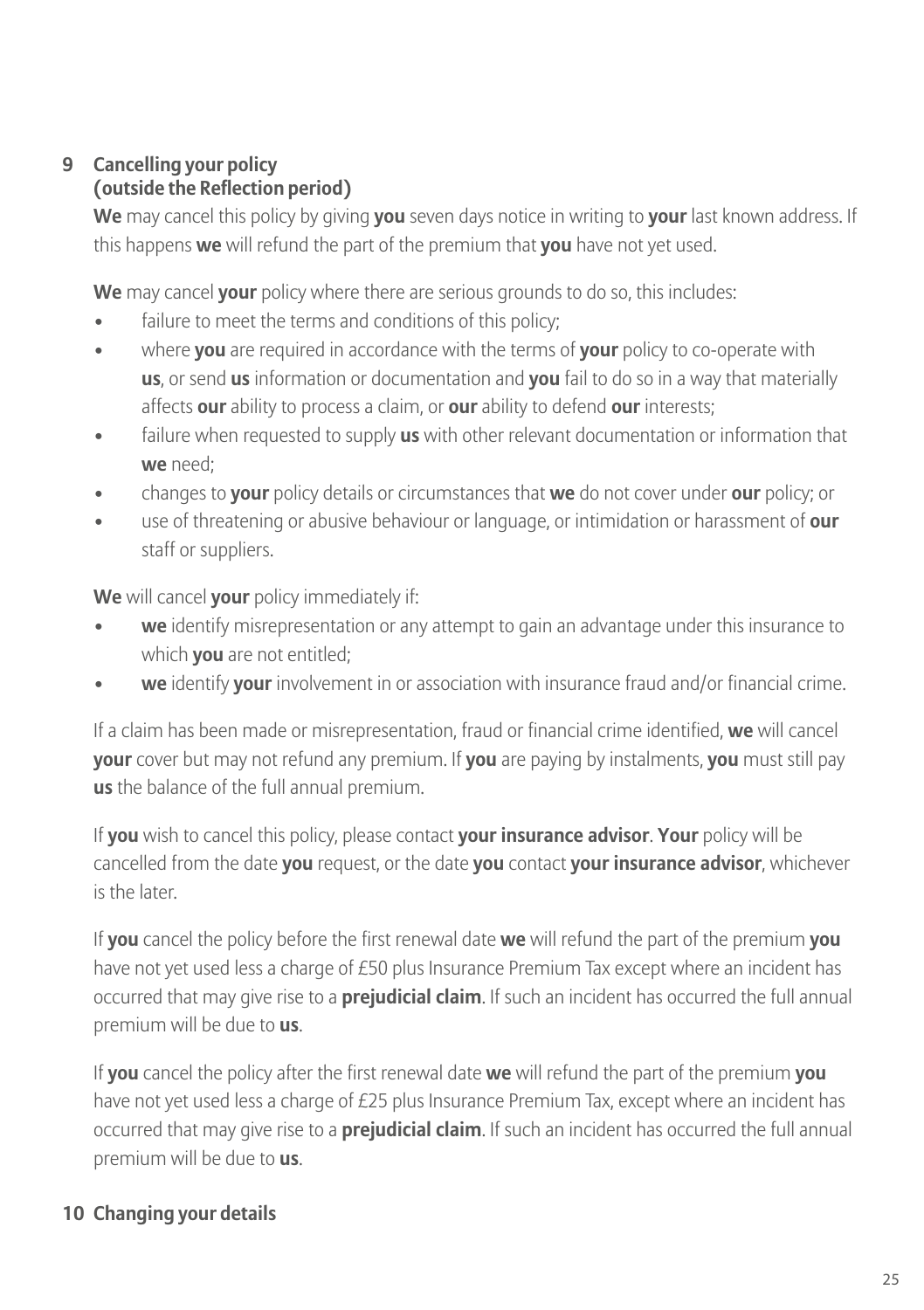## 9 Cancelling your policy (outside the Reflection period)

**We** may cancel this policy by giving **you** seven days notice in writing to **your** last known address. If this happens **we** will refund the part of the premium that **you** have not yet used.

**We** may cancel **your** policy where there are serious grounds to do so, this includes:

- failure to meet the terms and conditions of this policy;
- where **you** are required in accordance with the terms of **your** policy to co-operate with **us**, or send **us** information or documentation and **you** fail to do so in a way that materially affects **our** ability to process a claim, or **our** ability to defend **our** interests;
- failure when requested to supply **us** with other relevant documentation or information that **we** need;
- changes to **your** policy details or circumstances that **we** do not cover under **our** policy; or
- use of threatening or abusive behaviour or language, or intimidation or harassment of **our** staff or suppliers.

**We** will cancel **your** policy immediately if:

- **we** identify misrepresentation or any attempt to gain an advantage under this insurance to which **you** are not entitled;
- **we** identify **your** involvement in or association with insurance fraud and/or financial crime.

If a claim has been made or misrepresentation, fraud or financial crime identified, **we** will cancel **your** cover but may not refund any premium. If **you** are paying by instalments, **you** must still pay **us** the balance of the full annual premium.

If **you** wish to cancel this policy, please contact **your insurance advisor**. **Your** policy will be cancelled from the date **you** request, or the date **you** contact **your insurance advisor**, whichever is the later.

If **you** cancel the policy before the first renewal date **we** will refund the part of the premium **you** have not yet used less a charge of £50 plus Insurance Premium Tax except where an incident has occurred that may give rise to a **prejudicial claim**. If such an incident has occurred the full annual premium will be due to **us**.

If **you** cancel the policy after the first renewal date **we** will refund the part of the premium **you** have not yet used less a charge of £25 plus Insurance Premium Tax, except where an incident has occurred that may give rise to a **prejudicial claim**. If such an incident has occurred the full annual premium will be due to **us**.

## 10 Changing your details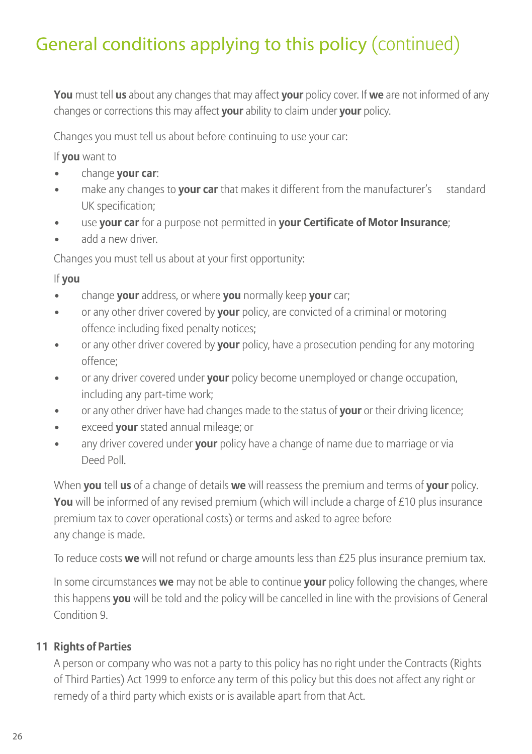# General conditions applying to this policy (continued)

**You** must tell **us** about any changes that may affect **your** policy cover. If **we** are not informed of any changes or corrections this may affect **your** ability to claim under **your** policy.

Changes you must tell us about before continuing to use your car:

If **you** want to

- change **your car**:
- make any changes to **your car** that makes it different from the manufacturer's standard UK specification;
- use **your car** for a purpose not permitted in **your Certificate of Motor Insurance**;
- add a new driver.

Changes you must tell us about at your first opportunity:

If **you**

- change **your** address, or where **you** normally keep **your** car;
- or any other driver covered by **your** policy, are convicted of a criminal or motoring offence including fixed penalty notices;
- or any other driver covered by **your** policy, have a prosecution pending for any motoring offence;
- or any driver covered under **your** policy become unemployed or change occupation, including any part-time work;
- or any other driver have had changes made to the status of **your** or their driving licence;
- exceed **your** stated annual mileage; or
- any driver covered under **your** policy have a change of name due to marriage or via Deed Poll.

When **you** tell **us** of a change of details **we** will reassess the premium and terms of **your** policy. **You** will be informed of any revised premium (which will include a charge of £10 plus insurance premium tax to cover operational costs) or terms and asked to agree before any change is made.

To reduce costs **we** will not refund or charge amounts less than £25 plus insurance premium tax.

In some circumstances **we** may not be able to continue **your** policy following the changes, where this happens **you** will be told and the policy will be cancelled in line with the provisions of General Condition 9.

**11 Rights of Parties**

A person or company who was not a party to this policy has no right under the Contracts (Rights of Third Parties) Act 1999 to enforce any term of this policy but this does not affect any right or remedy of a third party which exists or is available apart from that Act.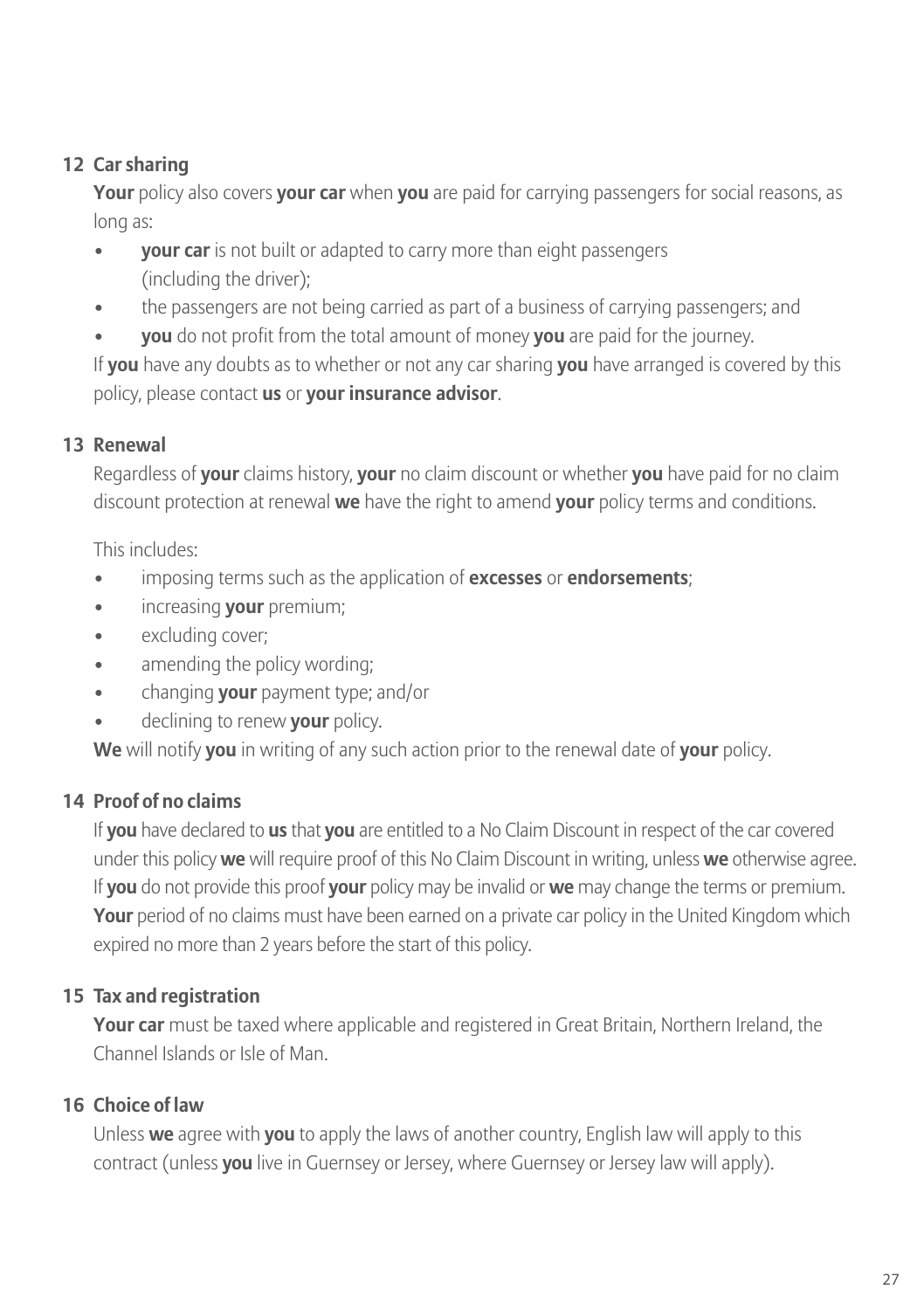### 12 Car sharing

**Your** policy also covers **your car** when **you** are paid for carrying passengers for social reasons, as long as:

- **your car** is not built or adapted to carry more than eight passengers (including the driver);
- the passengers are not being carried as part of a business of carrying passengers; and
- **you** do not profit from the total amount of money **you** are paid for the journey.

If **you** have any doubts as to whether or not any car sharing **you** have arranged is covered by this policy, please contact **us** or **your insurance advisor**.

### 13 Renewal

Regardless of **your** claims history, **your** no claim discount or whether **you** have paid for no claim discount protection at renewal **we** have the right to amend **your** policy terms and conditions.

This includes:

- imposing terms such as the application of **excesses** or **endorsements**;
- increasing **your** premium;
- excluding cover;
- amending the policy wording;
- changing **your** payment type; and/or
- declining to renew **your** policy.

**We** will notify **you** in writing of any such action prior to the renewal date of **your** policy.

### 14 Proof of no claims

If **you** have declared to **us** that **you** are entitled to a No Claim Discount in respect of the car covered under this policy **we** will require proof of this No Claim Discount in writing, unless **we** otherwise agree. If **you** do not provide this proof **your** policy may be invalid or **we** may change the terms or premium. **Your** period of no claims must have been earned on a private car policy in the United Kingdom which expired no more than 2 years before the start of this policy.

### 15 Tax and registration

**Your car** must be taxed where applicable and registered in Great Britain, Northern Ireland, the Channel Islands or Isle of Man.

### 16 Choice of law

Unless **we** agree with **you** to apply the laws of another country, English law will apply to this contract (unless **you** live in Guernsey or Jersey, where Guernsey or Jersey law will apply).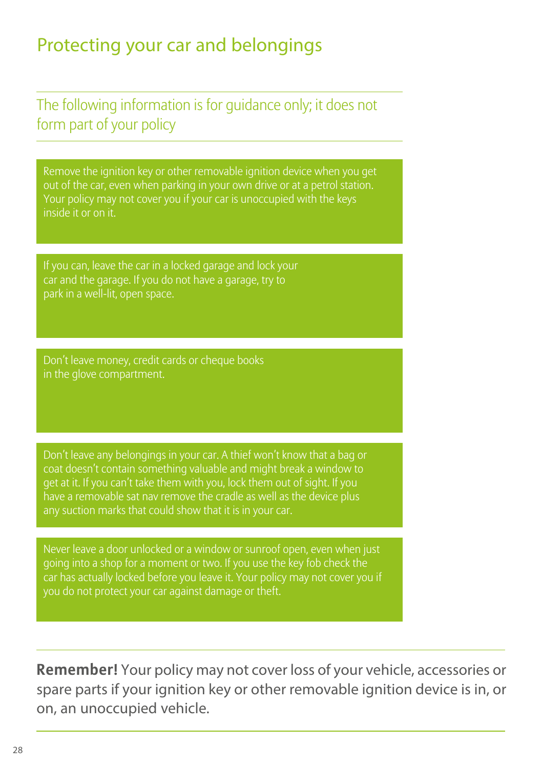# Protecting your car and belongings

## The following information is for guidance only; it does not form part of your policy

Remove the ignition key or other removable ignition device when you get out of the car, even when parking in your own drive or at a petrol station. Your policy may not cover you if your car is unoccupied with the keys inside it or on it.

If you can, leave the car in a locked garage and lock your car and the garage. If you do not have a garage, try to park in a well-lit, open space.

Don't leave money, credit cards or cheque books in the glove compartment.

Don't leave any belongings in your car. A thief won't know that a bag or coat doesn't contain something valuable and might break a window to get at it. If you can't take them with you, lock them out of sight. If you have a removable sat nav remove the cradle as well as the device plus any suction marks that could show that it is in your car.

Never leave a door unlocked or a window or sunroof open, even when just going into a shop for a moment or two. If you use the key fob check the car has actually locked before you leave it. Your policy may not cover you if you do not protect your car against damage or theft.

**Remember!** Your policy may not cover loss of your vehicle, accessories or spare parts if your ignition key or other removable ignition device is in, or on, an unoccupied vehicle.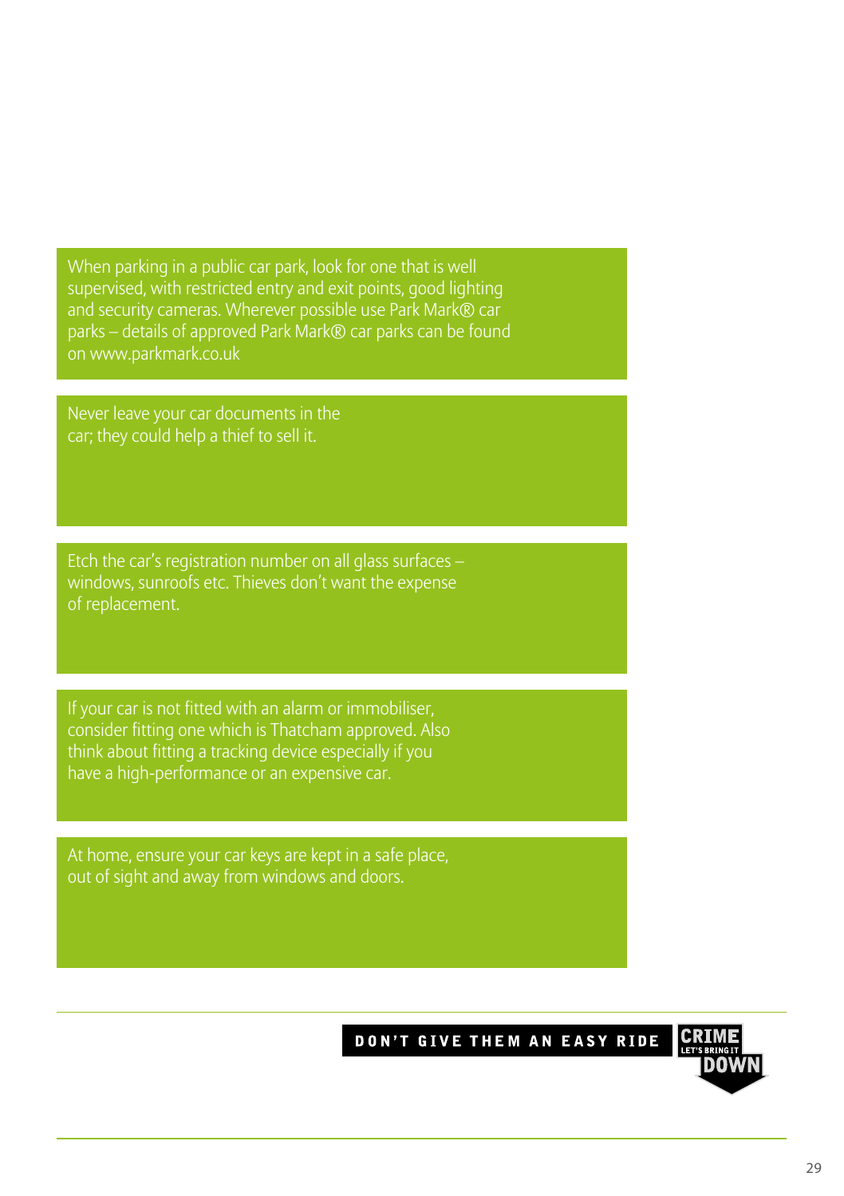When parking in a public car park, look for one that is well supervised, with restricted entry and exit points, good lighting and security cameras. Wherever possible use Park Mark® car parks – details of approved Park Mark® car parks can be found on www.parkmark.co.uk

Never leave your car documents in the car; they could help a thief to sell it.

Etch the car's registration number on all glass surfaces – windows, sunroofs etc. Thieves don't want the expense of replacement.

If your car is not fitted with an alarm or immobiliser, consider fitting one which is Thatcham approved. Also think about fitting a tracking device especially if you have a high-performance or an expensive car.

At home, ensure your car keys are kept in a safe place, out of sight and away from windows and doors.

**DON'T GIVE THEM AN EASY RIDE**

**CRIME** LET'S BRING IT **DOWN**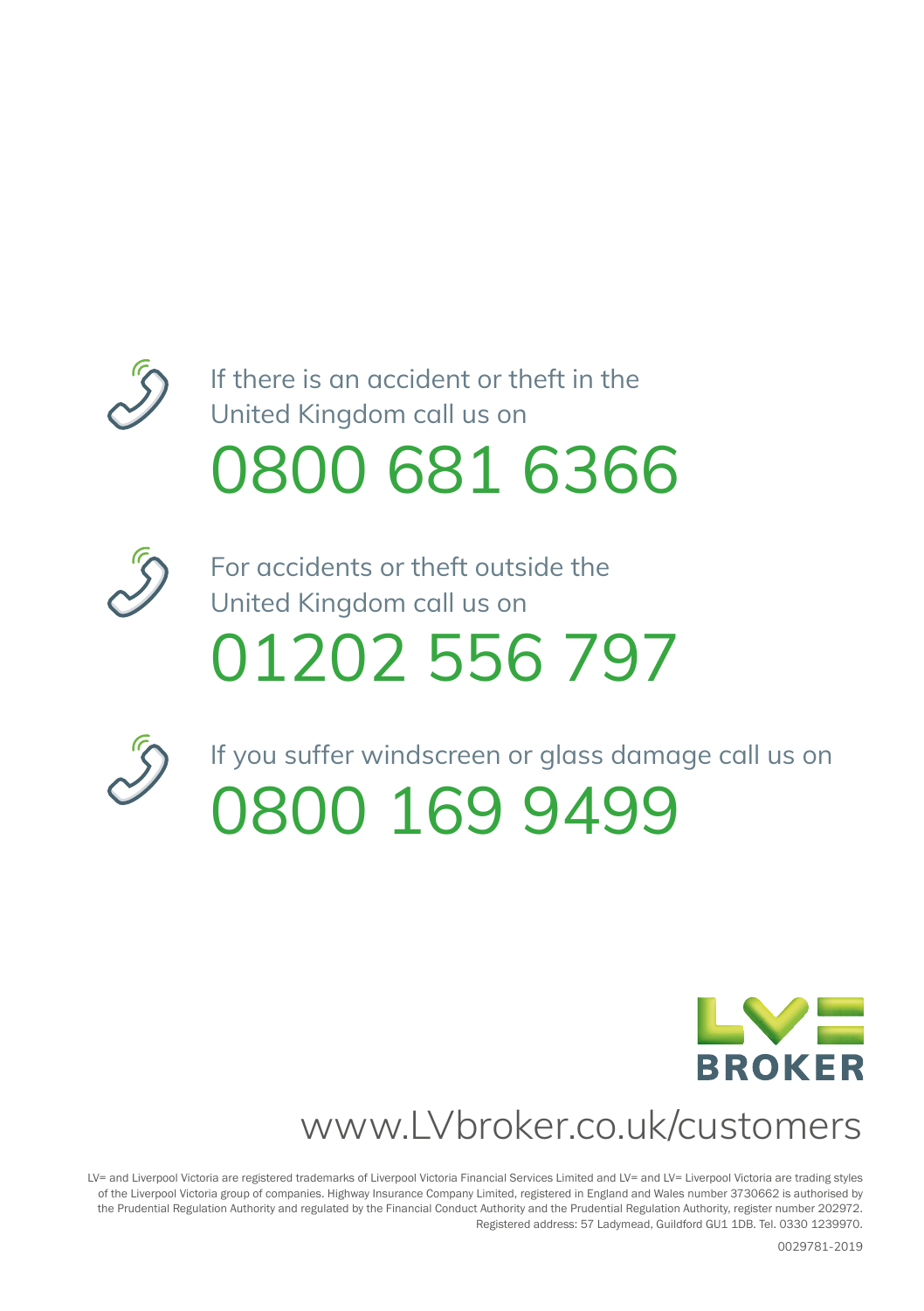If there is an accident or theft in the United Kingdom call us on

**0800 681 6366**

For accidents or theft outside the United Kingdom call us on

**01202 556 797**

If you suffer windscreen or glass damage call us on

**0800 169 9499**

LV= BROKER

www.LVbroker.co.uk/customers

LV= and Liverpool Victoria are registered trademarks of Liverpool Victoria Financial Services Limited and LV= and LV= Liverpool Victoria are trading styles of the Liverpool Victoria group of companies. Highway Insurance Company Limited, registered in England and Wales number 3730662 is authorised by the Prudential Regulation Authority and regulated by the Financial Conduct Authority and the Prudential Regulation Authority, register number 202972. Registered address: 57 Ladymead, Guildford GU1 1DB. Tel. 0330 1239970.

0029781-2019